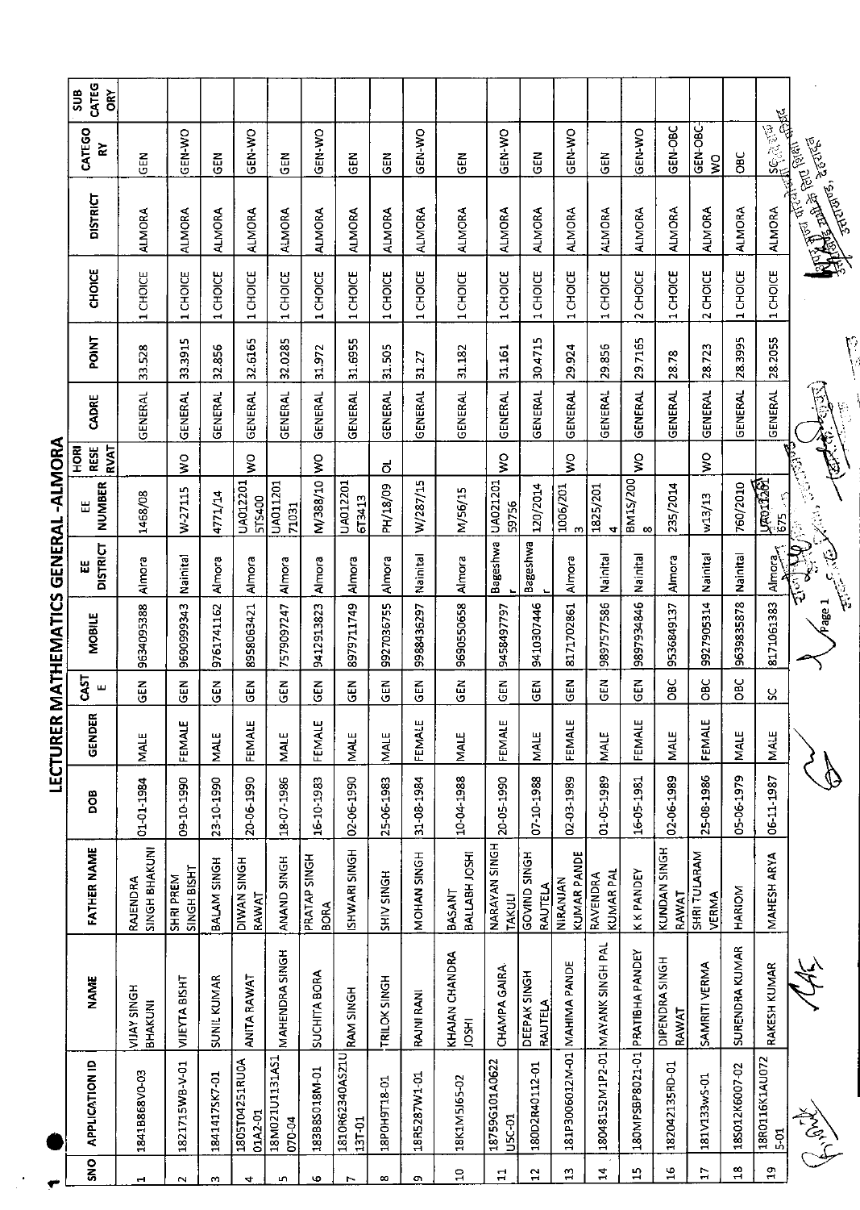# LECTURER MATHEMATICS GENERAL - ALMORA

| SNO | APPLICATION ID | NAME | FATHER NAME | DOB | GENDER | CASTE | MOBILE | EE DISTRICT | EE NUMBER | HORI RESERVAT | CADRE | POINT | CHOICE | DISTRICT | CATEGORY | SUB CATEGORY |
|---|---|---|---|---|---|---|---|---|---|---|---|---|---|---|---|---|
| 1 | 1841B868V0-03 | VIJAY SINGH BHAKUNI | RAJENDRA SINGH BHAKUNI | 01-01-1984 | MALE | GEN | 9634095388 | Almora | 1468/08 | | GENERAL | 33.528 | 1 CHOICE | ALMORA | GEN | |
| 2 | 1821715WB-V-01 | VIJEYTA BISHT | SHRI PREM SINGH BISHT | 09-10-1990 | FEMALE | GEN | 9690999343 | Nainital | W-27115 | WO | GENERAL | 33.3915 | 1 CHOICE | ALMORA | GEN-WO | |
| 3 | 1841417SK7-01 | SUNIL KUMAR | BALAM SINGH | 23-10-1990 | MALE | GEN | 9761741162 | Almora | 4771/14 | | GENERAL | 32.856 | 1 CHOICE | ALMORA | GEN | |
| 4 | 1805T04251RU0A01A2-01 | ANITA RAWAT | DIWAN SINGH RAWAT | 20-06-1990 | FEMALE | GEN | 8958063421 | Almora | UA0122015T5400 | WO | GENERAL | 32.6165 | 1 CHOICE | ALMORA | GEN-WO | |
| 5 | 18M021U1131AS1070-04 | MAHENDRA SINGH | ANAND SINGH | 18-07-1986 | MALE | GEN | 7579097247 | Almora | UA01120171031 | | GENERAL | 32.0285 | 1 CHOICE | ALMORA | GEN | |
| 6 | 1838BS018M-01 | SUCHITA BORA | PRATAP SINGH BORA | 16-10-1983 | FEMALE | GEN | 9412913823 | Almora | M/388/10 | WO | GENERAL | 31.972 | 1 CHOICE | ALMORA | GEN-WO | |
| 7 | 1810R62340AS21U13T-01 | RAM SINGH | ISHWARI SINGH | 02-06-1990 | MALE | GEN | 8979711749 | Almora | UA0122016T3413 | | GENERAL | 31.6955 | 1 CHOICE | ALMORA | GEN | |
| 8 | 18P0H9T18-01 | TRILOK SINGH | SHIV SINGH | 25-06-1983 | MALE | GEN | 9927036755 | Almora | PH/18/09 | OL | GENERAL | 31.505 | 1 CHOICE | ALMORA | GEN | |
| 9 | 18R5287W1-01 | RAJNI RANI | MOHAN SINGH | 31-08-1984 | FEMALE | GEN | 9988436297 | Nainital | W/287/15 | | GENERAL | 31.27 | 1 CHOICE | ALMORA | GEN-WO | |
| 10 | 18K1M5165-02 | KHAJAN CHANDRA JOSHI | BASANT BALLABH JOSHI | 10-04-1988 | MALE | GEN | 9690550658 | Almora | M/56/15 | | GENERAL | 31.182 | 1 CHOICE | ALMORA | GEN | |
| 11 | 18759G101A0622U5C-01 | CHAMPA GAIRA | NARAYAN SINGH TAKULI | 20-05-1990 | FEMALE | GEN | 9458497797 | Bageshwar | UA02120159756 | WO | GENERAL | 31.161 | 1 CHOICE | ALMORA | GEN-WO | |
| 12 | 18D02R40112-01 | DEEPAK SINGH RAUTELA | GOVIND SINGH RAUTELA | 07-10-1988 | MALE | GEN | 9410307446 | Bageshwar | 120/2014 | | GENERAL | 30.4715 | 1 CHOICE | ALMORA | GEN | |
| 13 | 181P3006012M-01 | MAHIMA PANDE | NIRANJAN KUMAR PANDE | 02-03-1989 | FEMALE | GEN | 8171702861 | Almora | 1006/2013 | WO | GENERAL | 29.924 | 1 CHOICE | ALMORA | GEN-WO | |
| 14 | 18048152M1P2-01 | MAYANK SINGH PAL | RAVENDRA KUMAR PAL | 01-05-1989 | MALE | GEN | 9897577586 | Nainital | 1825/2014 | | GENERAL | 29.856 | 1 CHOICE | ALMORA | GEN | |
| 15 | 180MPSBP8021-01 | PRATIBHA PANDEY | K K PANDEY | 16-05-1981 | FEMALE | GEN | 9897934846 | Nainital | BM1S/2008 | WO | GENERAL | 29.7165 | 2 CHOICE | ALMORA | GEN-WO | |
| 16 | 182042135RD-01 | DIPENDRA SINGH RAWAT | KUNDAN SINGH RAWAT | 02-06-1989 | MALE | OBC | 9536849137 | Almora | 235/2014 | | GENERAL | 28.78 | 1 CHOICE | ALMORA | GEN-OBC | |
| 17 | 181V133wS-01 | SAMRITI VERMA | SHRI TULARAM VERMA | 25-08-1986 | FEMALE | OBC | 9927905314 | Nainital | w13/13 | WO | GENERAL | 28.723 | 2 CHOICE | ALMORA | GEN-OBC WO | |
| 18 | 18S012K6007-02 | SURENDRA KUMAR | HARIOM | 05-06-1979 | MALE | OBC | 9639835878 | Nainital | 760/2010 | | GENERAL | 28.3995 | 1 CHOICE | ALMORA | OBC | |
| 19 | 18R0116K1AU0725-01 | RAKESH KUMAR | MAHESH ARYA | 06-11-1987 | MALE | SC | 8171061383 | Almora | UA0112012675 | | GENERAL | 28.2055 | 1 CHOICE | ALMORA | SC | |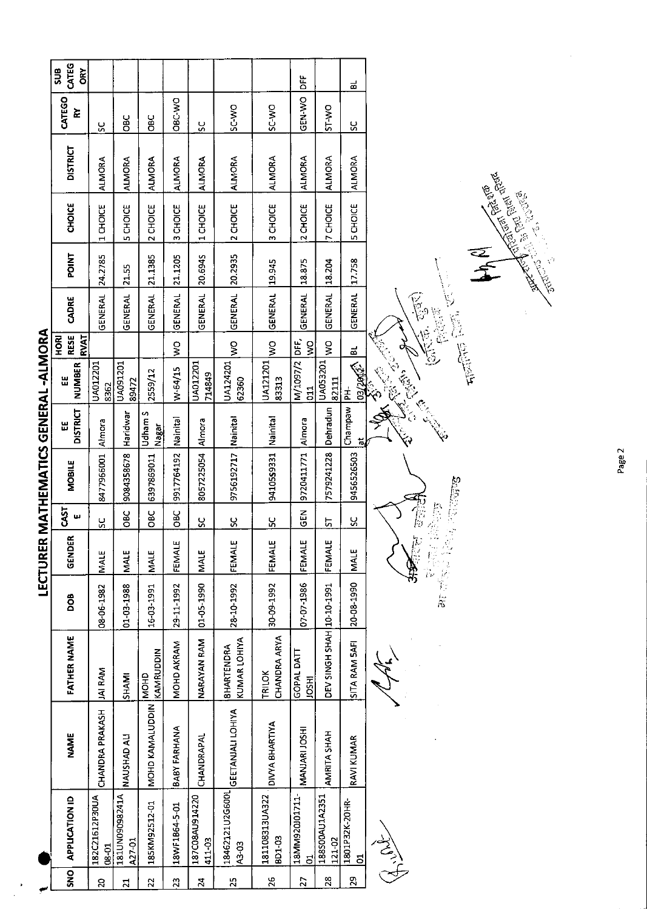# LECTURER MATHEMATICS GENERAL -ALMORA

| SNO | APPLICATION ID | NAME | FATHER NAME | DOB | GENDER | CASTE | MOBILE | EE DISTRICT | EE NUMBER | HORI RESERVAT | CADRE | POINT | CHOICE | DISTRICT | CATEGORY | SUB CATEGORY |
|---|---|---|---|---|---|---|---|---|---|---|---|---|---|---|---|---|
| 20 | 182C2161 2P30UA 08-01 | CHANDRA PRAKASH | JAI RAM | 08-06-1982 | MALE | SC | 8477966001 | Almora | UA012201 8362 | | GENERAL | 24.2785 | 1 CHOICE | ALMORA | SC | |
| 21 | 181UN09098241A A27-01 | NAUSHAD ALI | SHAMI | 01-03-1988 | MALE | OBC | 9084358678 | Haridwar | UA091201 89472 | | GENERAL | 21.55 | 5 CHOICE | ALMORA | OBC | |
| 22 | 185KM92512-01 | MOHD KAMALUDDIN | MOHD KAMRUDDIN | 16-03-1991 | MALE | OBC | 6397869011 | Udham S Nagar | 2559/12 | | GENERAL | 21.1385 | 2 CHOICE | ALMORA | OBC | |
| 23 | 18WF1B64-5-01 | BABY FARHANA | MOHD AKRAM | 29-11-1992 | FEMALE | OBC | 9917764192 | Nainital | W-64/15 | WO | GENERAL | 21.1205 | 3 CHOICE | ALMORA | OBC-WO | |
| 24 | 187C08AU914220 411-03 | CHANDRAPAL | NARAYAN RAM | 01-05-1990 | MALE | SC | 8057225054 | Almora | UA012201 714849 | | GENERAL | 20.6945 | 1 CHOICE | ALMORA | SC | |
| 25 | 18462121U2G600L A3-03 | GEETANJALI LOHIYA | BHARTENDRA KUMAR LOHIYA | 28-10-1992 | FEMALE | SC | 9756192717 | Nainital | UA124201 62360 | WO | GENERAL | 20.2935 | 2 CHOICE | ALMORA | SC-WO | |
| 26 | 181108313UA322 BD1-03 | DIVYA BHARTIYA | TRILOK CHANDRA ARYA | 30-09-1992 | FEMALE | SC | 9410559331 | Nainital | UA121201 83313 | WO | GENERAL | 19.945 | 3 CHOICE | ALMORA | SC-WO | |
| 27 | 18MM92010711- 01 | MANJARI JOSHI | GOPAL DATT JOSHI | 07-07-1986 | FEMALE | GEN | 9720411771 | Almora | M/1097/2 011 | DFF, WO | GENERAL | 18.875 | 2 CHOICE | ALMORA | GEN-WO | DFF |
| 28 | 188S00AU1A2351 121-02 | AMRITA SHAH | DEV SINGH SHAH | 10-10-1991 | FEMALE | ST | 7579241228 | Dehradun | UA053201 82111 | WO | GENERAL | 18.204 | 7 CHOICE | ALMORA | ST-WO | |
| 29 | 1801P32K-20HR- 01 | RAVI KUMAR | SITA RAM SAFI | 20-08-1990 | MALE | SC | 9456526503 | Champawat | PH-03/2012 | BL | GENERAL | 17.758 | 5 CHOICE | ALMORA | SC | BL |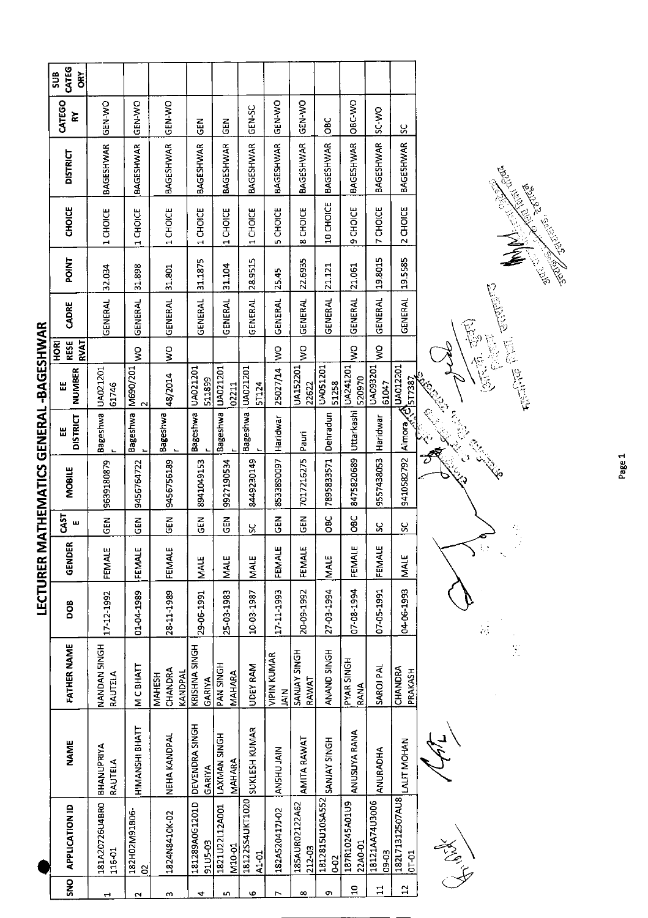# LECTURER MATHEMATICS GENERAL -BAGESHWAR

| SNO | APPLICATION ID | NAME | FATHER NAME | DOB | GENDER | CASTE | MOBILE | EE DISTRICT | EE NUMBER | HORI RESERVAT | CADRE | POINT | CHOICE | DISTRICT | CATEGORY | SUB CATEGORY |
|---|---|---|---|---|---|---|---|---|---|---|---|---|---|---|---|---|
| 1 | 181A20726U4BR0116-01 | BHANUPRIYA RAUTELA | NANDAN SINGH RAUTELA | 17-12-1992 | FEMALE | GEN | 9639180879 | Bageshwar | UA021201 61746 | | GENERAL | 32.034 | 1 CHOICE | BAGESHWAR | GEN-WO | |
| 2 | 182H02M91B06-02 | HIMANSHI BHATT | M C BHATT | 01-04-1989 | FEMALE | GEN | 9456764722 | Bageshwar | M690/2012 | WO | GENERAL | 31.898 | 1 CHOICE | BAGESHWAR | GEN-WO | |
| 3 | 1824N8410K-02 | NEHA KANDPAL | MAHESH CHANDRA KANDPAL | 28-11-1989 | FEMALE | GEN | 9456756189 | Bageshwar | 48/2014 | WO | GENERAL | 31.801 | 1 CHOICE | BAGESHWAR | GEN-WO | |
| 4 | 181289A0G1201D91U5-03 | DEVENDRA SINGH GARIYA | KRISHNA SINGH GARIYA | 29-06-1991 | MALE | GEN | 8941049153 | Bageshwar | UA021201 511899 | | GENERAL | 31.1875 | 1 CHOICE | BAGESHWAR | GEN | |
| 5 | 1821U22L12A001M10-01 | LAXMAN SINGH MAHARA | PAN SINGH MAHARA | 25-03-1983 | MALE | GEN | 9927190534 | Bageshwar | UA021201 02211 | | GENERAL | 31.104 | 1 CHOICE | BAGESHWAR | GEN | |
| 6 | 18122S54UKT1020A1-01 | SUKLESH KUMAR | UDEY RAM | 10-03-1987 | MALE | SC | 8449230149 | Bageshwar | UA021201 5T124 | | GENERAL | 28.9515 | 1 CHOICE | BAGESHWAR | GEN-SC | |
| 7 | 182A520417J-02 | ANSHU JAIN | VIPIN KUMAR JAIN | 17-11-1993 | FEMALE | GEN | 8533890097 | Haridwar | 25027/14 | WO | GENERAL | 25.45 | 5 CHOICE | BAGESHWAR | GEN-WO | |
| 8 | 185AUR02122A62212-03 | AMITA RAWAT | SANJAY SINGH RAWAT | 20-09-1992 | FEMALE | GEN | 7017216275 | Pauri | UA152201 22622 | WO | GENERAL | 22.6935 | 8 CHOICE | BAGESHWAR | GEN-WO | |
| 9 | 1812815U10SA5520-02 | SANJAY SINGH | ANAND SINGH | 27-03-1994 | MALE | OBC | 7895833571 | Dehradun | UA051201 51258 | | GENERAL | 21.121 | 10 CHOICE | BAGESHWAR | OBC | |
| 10 | 187R10245A01U922A0-01 | ANUSUYA RANA | PYAR SINGH RANA | 07-08-1994 | FEMALE | OBC | 8475820689 | Uttarkashi | UA241201 520970 | WO | GENERAL | 21.061 | 9 CHOICE | BAGESHWAR | OBC-WO | |
| 11 | 18121AA74U300609-03 | ANURADHA | SAROJ PAL | 07-05-1991 | FEMALE | SC | 9557438053 | Haridwar | UA093201 61047 | WO | GENERAL | 19.8015 | 7 CHOICE | BAGESHWAR | SC-WO | |
| 12 | 182L71312507AU801-01 | LALIT MOHAN | CHANDRA PRAKASH | 04-06-1993 | MALE | SC | 9410582792 | Almora | UA012201 5T7387 | | GENERAL | 19.5585 | 2 CHOICE | BAGESHWAR | SC | |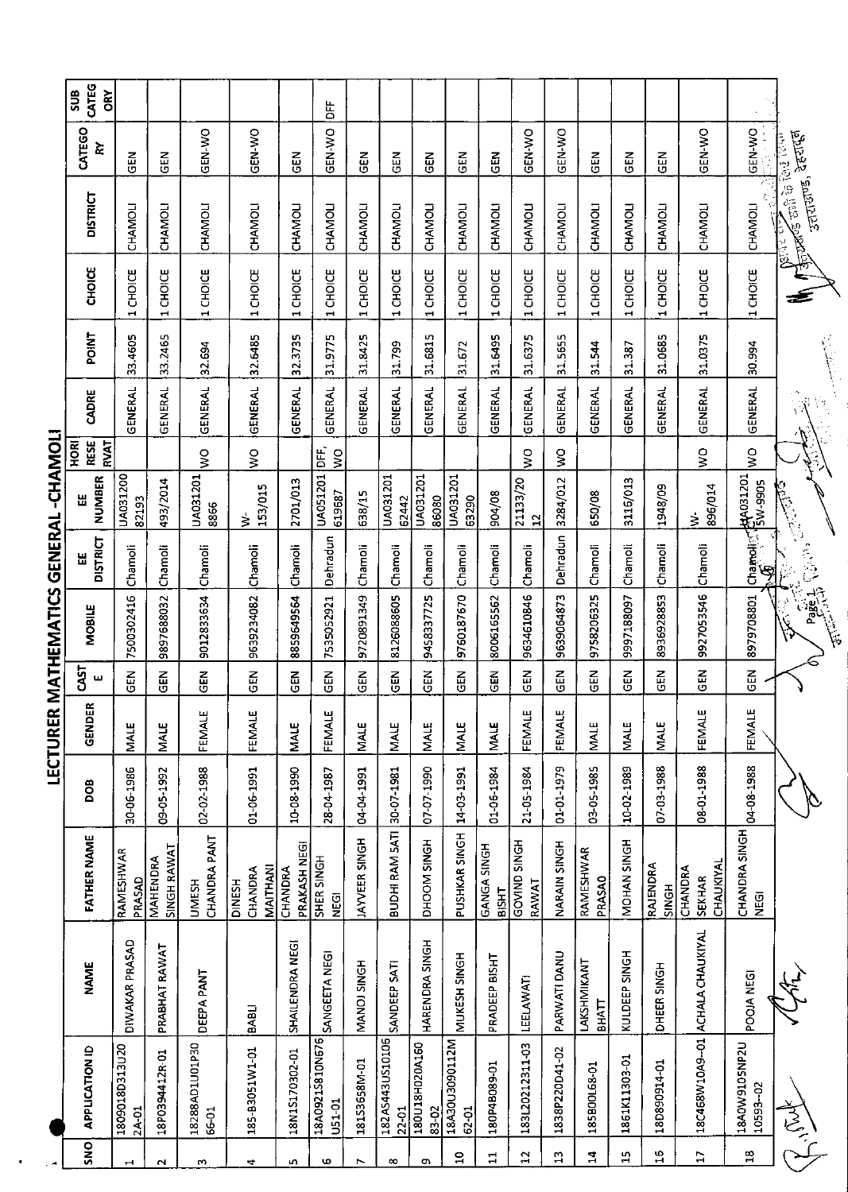# LECTURER MATHEMATICS GENERAL -CHAMOLI

| SNO | APPLICATION ID | NAME | FATHER NAME | DOB | GENDER | CASTE | MOBILE | EE DISTRICT | EE NUMBER | HORI RESERVAT | CADRE | POINT | CHOICE | DISTRICT | CATEGORY | SUB CATEGORY |
|---|---|---|---|---|---|---|---|---|---|---|---|---|---|---|---|---|
| 1 | 1809018D313U202A-01 | DIWAKAR PRASAD | RAMESHWAR PRASAD | 30-06-1986 | MALE | GEN | 7500302416 | Chamoli | UA03120082193 | | GENERAL | 33.4605 | 1 CHOICE | CHAMOLI | GEN | |
| 2 | 18P0394412R-01 | PRABHAT RAWAT | MAHENDRA SINGH RAWAT | 09-05-1992 | MALE | GEN | 9897688032 | Chamoli | 493/2014 | | GENERAL | 33.2465 | 1 CHOICE | CHAMOLI | GEN | |
| 3 | 18288AD1U01P3066-01 | DEEPA PANT | UMESH CHANDRA PANT | 02-02-1988 | FEMALE | GEN | 9012833634 | Chamoli | UA0312018866 | WO | GENERAL | 32.694 | 1 CHOICE | CHAMOLI | GEN-WO | |
| 4 | 185-B3051W1-01 | BABLI | DINESH CHANDRA MAITHANI | 01-06-1991 | FEMALE | GEN | 9639234082 | Chamoli | W-153/015 | WO | GENERAL | 32.6485 | 1 CHOICE | CHAMOLI | GEN-WO | |
| 5 | 18N1S170302-01 | SHAILENDRA NEGI | CHANDRA PRAKASH NEGI | 10-08-1990 | MALE | GEN | 8859649564 | Chamoli | 2701/013 | | GENERAL | 32.3735 | 1 CHOICE | CHAMOLI | GEN | |
| 6 | 18A0921S810N676U51-01 | SANGEETA NEGI | SHER SINGH NEGI | 28-04-1987 | FEMALE | GEN | 7535052921 | Dehradun | UA051201619687 | DFF, WO | GENERAL | 31.9775 | 1 CHOICE | CHAMOLI | GEN-WO | DFF |
| 7 | 181S3558M-01 | MANOJ SINGH | JAYVEER SINGH | 04-04-1991 | MALE | GEN | 9720891349 | Chamoli | 638/15 | | GENERAL | 31.8425 | 1 CHOICE | CHAMOLI | GEN | |
| 8 | 182A5443US10106 22-01 | SANDEEP SATI | BUDHI RAM SATI | 30-07-1981 | MALE | GEN | 8126088605 | Chamoli | UA03120162442 | | GENERAL | 31.799 | 1 CHOICE | CHAMOLI | GEN | |
| 9 | 180U18H020A16083-02 | HARENDRA SINGH | DHOOM SINGH | 07-07-1990 | MALE | GEN | 9458337725 | Chamoli | UA03120186080 | | GENERAL | 31.6815 | 1 CHOICE | CHAMOLI | GEN | |
| 10 | 18A30U3090112M62-01 | MUKESH SINGH | PUSHKAR SINGH | 14-03-1991 | MALE | GEN | 9760187670 | Chamoli | UA03120163290 | | GENERAL | 31.672 | 1 CHOICE | CHAMOLI | GEN | |
| 11 | 180P4B089-01 | PRADEEP BISHT | GANGA SINGH BISHT | 01-06-1984 | MALE | GEN | 8006165562 | Chamoli | 904/08 | | GENERAL | 31.6495 | 1 CHOICE | CHAMOLI | GEN | |
| 12 | 183L2012311-03 | LEELAWATI | GOVIND SINGH RAWAT | 21-05-1984 | FEMALE | GEN | 9634610846 | Chamoli | 21133/2012 | WO | GENERAL | 31.6375 | 1 CHOICE | CHAMOLI | GEN-WO | |
| 13 | 1838P220D41-02 | PARWATI DANU | NARAIN SINGH | 01-01-1979 | FEMALE | GEN | 9639064873 | Dehradun | 3284/012 | WO | GENERAL | 31.5655 | 1 CHOICE | CHAMOLI | GEN-WO | |
| 14 | 185B00L68-01 | LAKSHMIKANT BHATT | RAMESHWAR PRASAD | 03-05-1985 | MALE | GEN | 9758206325 | Chamoli | 650/08 | | GENERAL | 31.544 | 1 CHOICE | CHAMOLI | GEN | |
| 15 | 1861K11303-01 | KULDEEP SINGH | MOHAN SINGH | 10-02-1989 | MALE | GEN | 9997188097 | Chamoli | 3116/013 | | GENERAL | 31.387 | 1 CHOICE | CHAMOLI | GEN | |
| 16 | 18D890914-01 | DHEER SINGH | RAJENDRA SINGH | 07-03-1988 | MALE | GEN | 8936928853 | Chamoli | 1948/09 | | GENERAL | 31.0685 | 1 CHOICE | CHAMOLI | GEN | |
| 17 | 18C468W10A9--01 | ACHALA CHAUKIYAL | CHANDRA SEKHAR CHAUKIYAL | 08-01-1988 | FEMALE | GEN | 9927053546 | Chamoli | W-896/014 | WO | GENERAL | 31.0375 | 1 CHOICE | CHAMOLI | GEN-WO | |
| 18 | 18A0W9105NP2U10593--02 | POOJA NEGI | CHANDRA SINGH NEGI | 04-08-1988 | FEMALE | GEN | 8979708801 | Chamoli | UA031201SW-9905 | WO | GENERAL | 30.994 | 1 CHOICE | CHAMOLI | GEN-WO | |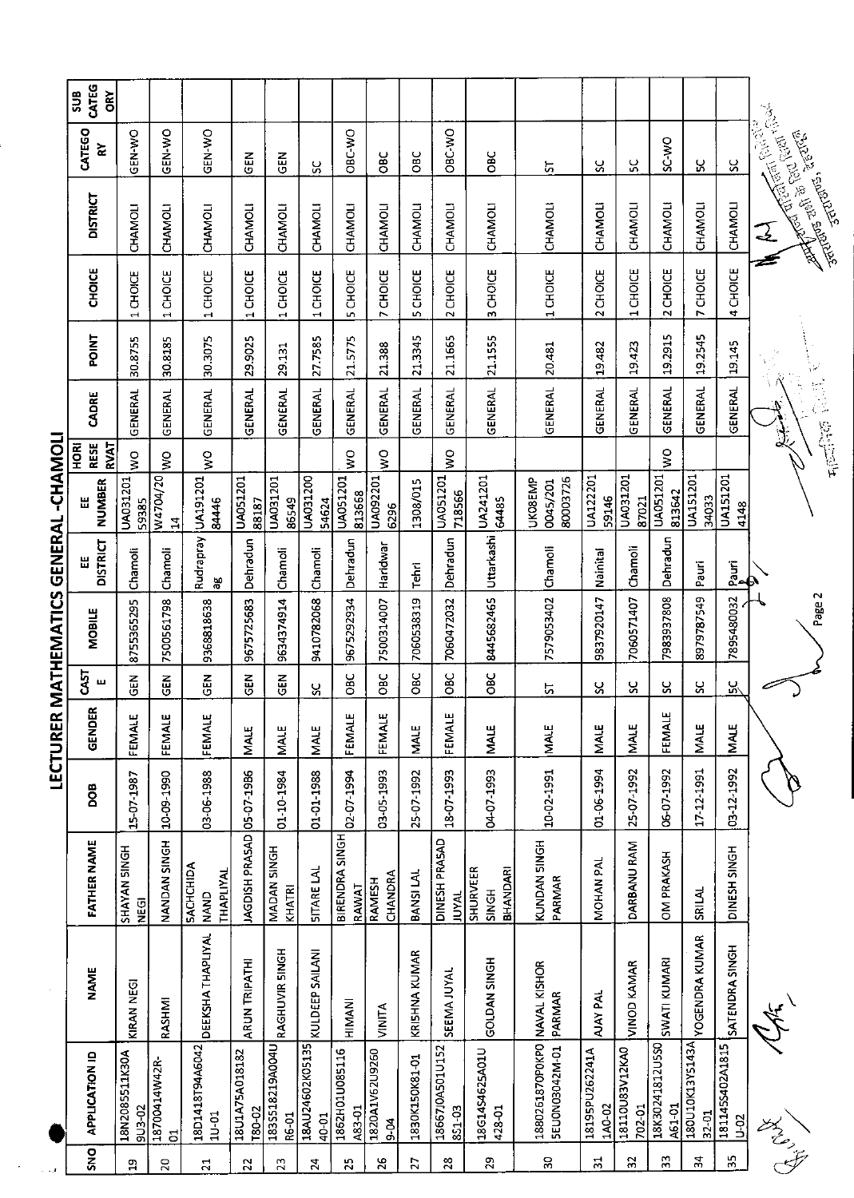# LECTURER MATHEMATICS GENERAL -CHAMOLI

| SNO | APPLICATION ID | NAME | FATHER NAME | DOB | GENDER | CASTE | MOBILE | EE DISTRICT | EE NUMBER | HORI RESE RVAT | CADRE | POINT | CHOICE | DISTRICT | CATEGORY | SUB CATEGORY |
|---|---|---|---|---|---|---|---|---|---|---|---|---|---|---|---|---|
| 19 | 18N208511K30A9U3-02 | KIRAN NEGI | SHAYAN SINGH NEGI | 15-07-1987 | FEMALE | GEN | 8755365295 | Chamoli | UA03120159385 | WO | GENERAL | 30.8755 | 1 CHOICE | CHAMOLI | GEN-WO | |
| 20 | 18700414W42R-01 | RASHMI | NANDAN SINGH | 10-09-1990 | FEMALE | GEN | 7500561798 | Chamoli | W4704/2014 | WO | GENERAL | 30.8185 | 1 CHOICE | CHAMOLI | GEN-WO | |
| 21 | 18D1418T94A60421U-01 | DEEKSHA THAPLIYAL | SACHCHIDA NAND THAPLIYAL | 03-06-1988 | FEMALE | GEN | 9368818638 | Rudraprayag | UA19120184446 | WO | GENERAL | 30.3075 | 1 CHOICE | CHAMOLI | GEN-WO | |
| 22 | 18U1A75A018182T80-02 | ARUN TRIPATHI | JAGDISH PRASAD | 05-07-1986 | MALE | GEN | 9675725683 | Dehradun | UA05120188187 | | GENERAL | 29.9025 | 1 CHOICE | CHAMOLI | GEN | |
| 23 | 18355182I9A004UR6-01 | RAGHUVIR SINGH | MADAN SINGH KHATRI | 01-10-1984 | MALE | GEN | 9634374914 | Chamoli | UA03120186549 | | GENERAL | 29.131 | 1 CHOICE | CHAMOLI | GEN | |
| 24 | 18AU24602K0513540-01 | KULDEEP SAILANI | SITARE LAL | 01-01-1988 | MALE | SC | 9410782068 | Chamoli | UA03120054624 | | GENERAL | 27.7585 | 1 CHOICE | CHAMOLI | SC | |
| 25 | 1862H01U085116A83-01 | HIMANI | BIRENDRA SINGH RAWAT | 02-07-1994 | FEMALE | OBC | 9675292934 | Dehradun | UA051201813668 | WO | GENERAL | 21.5775 | 5 CHOICE | CHAMOLI | OBC-WO | |
| 26 | 1820A1V62U92609-04 | VINITA | RAMESH CHANDRA | 03-05-1993 | FEMALE | OBC | 7500314007 | Haridwar | UA0922016296 | WO | GENERAL | 21.388 | 7 CHOICE | CHAMOLI | OBC | |
| 27 | 1830K150K81-01 | KRISHNA KUMAR | BANSI LAL | 25-07-1992 | MALE | OBC | 7060538319 | Tehri | 1308/015 | | GENERAL | 21.3345 | 5 CHOICE | CHAMOLI | OBC | |
| 28 | 18667J0A501U152851-03 | SEEMA JUYAL | DINESH PRASAD JUYAL | 18-07-1993 | FEMALE | OBC | 7060472032 | Dehradun | UA051201718566 | WO | GENERAL | 21.1665 | 2 CHOICE | CHAMOLI | OBC-WO | |
| 29 | 18G14S4625A01U428-01 | GOLDAN SINGH | SHURVEER SINGH BHANDARI | 04-07-1993 | MALE | OBC | 8445682465 | Uttarkashi | UA24120164485 | | GENERAL | 21.1555 | 3 CHOICE | CHAMOLI | OBC | |
| 30 | 1880261870P0KP05EU0N03042M-01 | NAVAL KISHOR PARMAR | KUNDAN SINGH PARMAR | 10-02-1991 | MALE | ST | 7579053402 | Chamoli | UK08EMP0045/20180003726 | | GENERAL | 20.481 | 1 CHOICE | CHAMOLI | ST | |
| 31 | 18195PU262241A1A0-02 | AJAY PAL | MOHAN PAL | 01-06-1994 | MALE | SC | 9837920147 | Nainital | UA12220159146 | | GENERAL | 19.482 | 2 CHOICE | CHAMOLI | SC | |
| 32 | 18110U83V12KA0702-01 | VINOD KAMAR | DARBANU RAM | 25-07-1992 | MALE | SC | 7060571407 | Chamoli | UA03120187021 | | GENERAL | 19.423 | 1 CHOICE | CHAMOLI | SC | |
| 33 | 18K30241812U5S0A61-01 | SWATI KUMARI | OM PRAKASH | 06-07-1992 | FEMALE | SC | 7983937808 | Dehradun | UA051201813642 | WO | GENERAL | 19.2915 | 2 CHOICE | CHAMOLI | SC-WO | |
| 34 | 180U10K13Y5143A32-01 | YOGENDRA KUMAR | SRILAL | 17-12-1991 | MALE | SC | 8979787549 | Pauri | UA15120134033 | | GENERAL | 19.2545 | 7 CHOICE | CHAMOLI | SC | |
| 35 | 18114S5402A1815U-02 | SATENDRA SINGH | DINESH SINGH | 03-12-1992 | MALE | SC | 7895480032 | Pauri | UA1512014148 | | GENERAL | 19.145 | 4 CHOICE | CHAMOLI | SC | |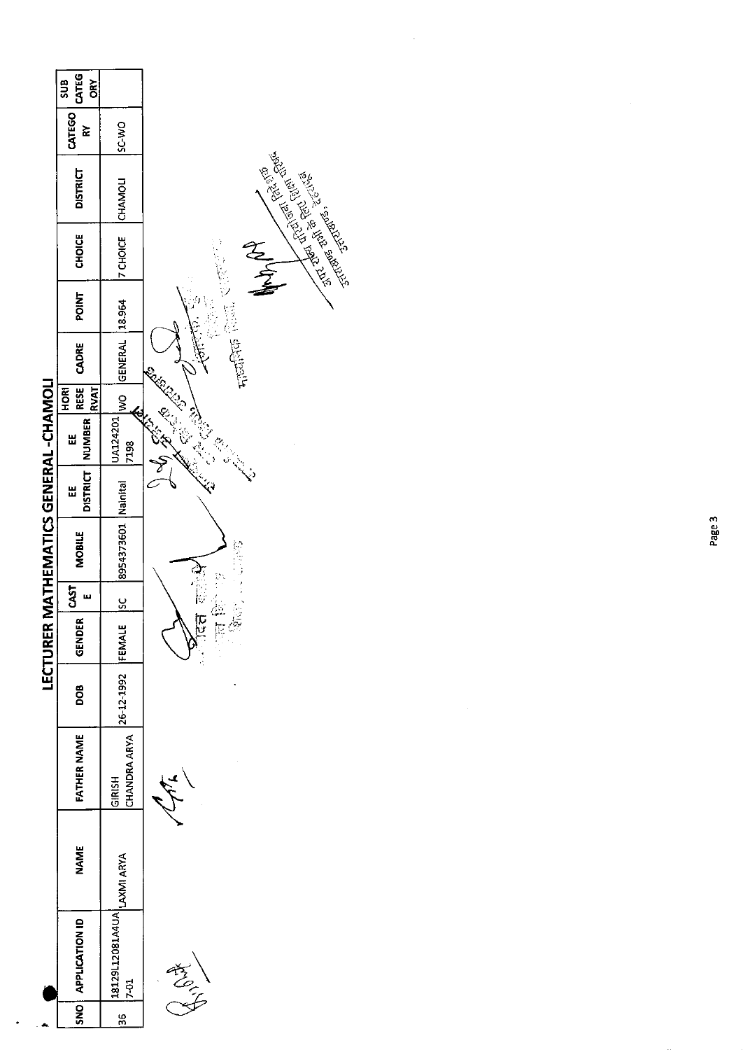# LECTURER MATHEMATICS GENERAL -CHAMOLI

| SNO | APPLICATION ID | NAME | FATHER NAME | DOB | GENDER | CASTE | MOBILE | EE DISTRICT | EE NUMBER | HORI RESERVAT | CADRE | POINT | CHOICE | DISTRICT | CATEGORY | SUB CATEGORY |
|---|---|---|---|---|---|---|---|---|---|---|---|---|---|---|---|---|
| 36 | 18129L12081A4UA7-01 | LAXMI ARYA | GIRISH CHANDRA ARYA | 26-12-1992 | FEMALE | SC | 8954373601 | Nainital | UA1242017198 | WO | GENERAL | 18.964 | 7 CHOICE | CHAMOLI | SC-WO | |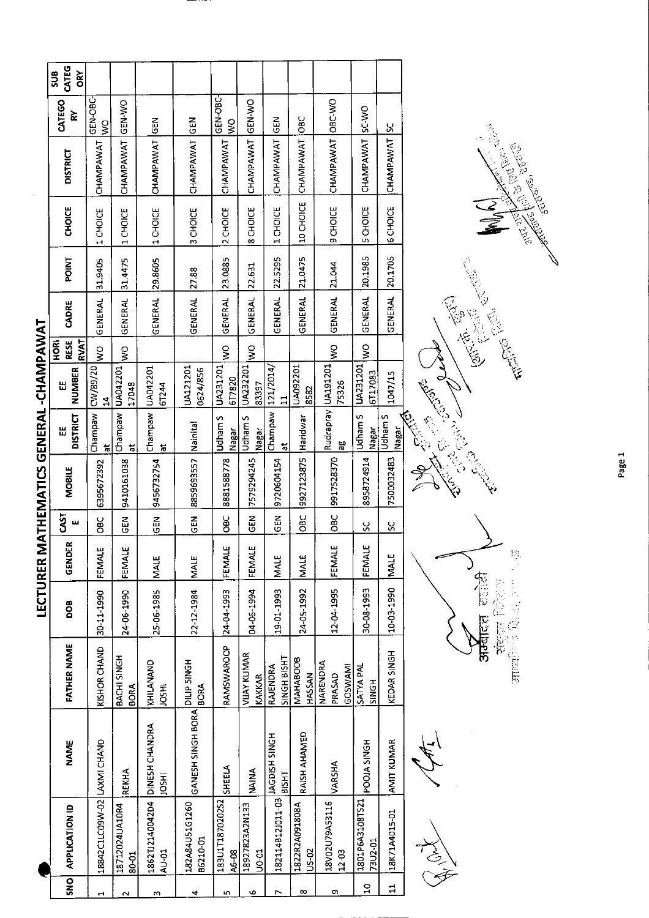# LECTURER MATHEMATICS GENERAL -CHAMPAWAT

| SNO | APPLICATION ID | NAME | FATHER NAME | DOB | GENDER | CASTE | MOBILE | EE DISTRICT | EE NUMBER | HORI RESERVAT | CADRE | POINT | CHOICE | DISTRICT | CATEGORY | SUB CATEGORY |
|---|---|---|---|---|---|---|---|---|---|---|---|---|---|---|---|---|
| 1 | 18842C1LC09W-02 | LAXMI CHAND | KISHOR CHAND | 30-11-1990 | FEMALE | OBC | 6395672392 | Champawat | CW/89/2014 | WO | GENERAL | 31.9405 | 1 CHOICE | CHAMPAWAT | GEN-OBC-WO | |
| 2 | 18712024UA10R480-01 | REKHA | BACHI SINGH BORA | 24-06-1990 | FEMALE | GEN | 9410161038 | Champawat | UA04220117048 | WO | GENERAL | 31.4475 | 1 CHOICE | CHAMPAWAT | GEN-WO | |
| 3 | 1862T1214004204AU-01 | DINESH CHANDRA JOSHI | KHILANAND JOSHI | 25-06-1985 | MALE | GEN | 9456732754 | Champawat | UA0422016T244 | | GENERAL | 29.8605 | 1 CHOICE | CHAMPAWAT | GEN | |
| 4 | 182A84U51G1260B6210-01 | GANESH SINGH BORA | DILIP SINGH BORA | 22-12-1984 | MALE | GEN | 8859693557 | Nainital | UA1212010624/856 | | GENERAL | 27.88 | 3 CHOICE | CHAMPAWAT | GEN | |
| 5 | 183U1T187020252A6-08 | SHEELA | RAMSWAROOP | 24-04-1993 | FEMALE | OBC | 8881588778 | Udham S Nagar | UA2312016T7820 | WO | GENERAL | 23.0885 | 2 CHOICE | CHAMPAWAT | GEN-OBC-WO | |
| 6 | 18927823A2N133U0-01 | NAINA | VIJAY KUMAR KAKKAR | 04-06-1994 | FEMALE | GEN | 7579294245 | Udham S Nagar | UA23220183397 | WO | GENERAL | 22.631 | 8 CHOICE | CHAMPAWAT | GEN-WO | |
| 7 | 182114812J011-03 | JAGDISH SINGH BISHT | RAJENDRA SINGH BISHT | 19-01-1993 | MALE | GEN | 9720604154 | Champawat | 121/2014/11 | | GENERAL | 22.5295 | 1 CHOICE | CHAMPAWAT | GEN | |
| 8 | 1822R2A091808AUS-02 | RAISH AHAMED | MAHABOOB HASSAN | 24-05-1992 | MALE | OBC | 9927123875 | Haridwar | UA0922018582 | | GENERAL | 21.0475 | 10 CHOICE | CHAMPAWAT | OBC | |
| 9 | 18V02U79A5311612-03 | VARSHA | NARENDRA PRASAD GOSWAMI | 12-04-1995 | FEMALE | OBC | 9917528370 | Rudraprayag | UA19120175326 | WO | GENERAL | 21.044 | 9 CHOICE | CHAMPAWAT | OBC-WO | |
| 10 | 1801P6A3108TS2173U2-01 | POOJA SINGH | SATYA PAL SINGH | 30-08-1993 | FEMALE | SC | 8958724914 | Udham S Nagar | UA2312016T17083 | WO | GENERAL | 20.1985 | 5 CHOICE | CHAMPAWAT | SC-WO | |
| 11 | 18K71A4015-01 | AMIT KUMAR | KEDAR SINGH | 10-03-1990 | MALE | SC | 7500032483 | Udham S Nagar | 1047/15 | | GENERAL | 20.1705 | 6 CHOICE | CHAMPAWAT | SC | |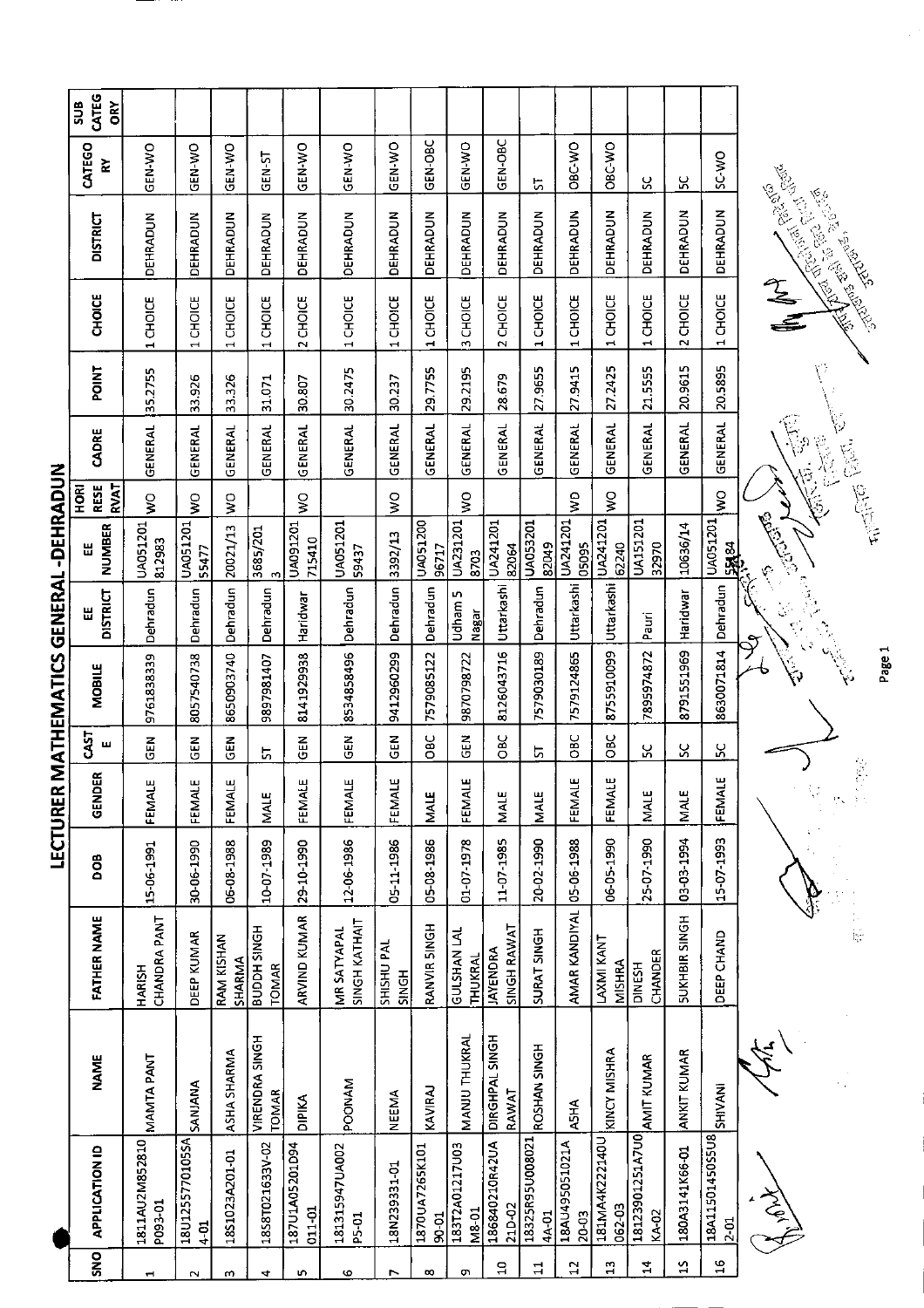# LECTURER MATHEMATICS GENERAL-DEHRADUN

| SNO | APPLICATION ID | NAME | FATHER NAME | DOB | GENDER | CASTE | MOBILE | EE DISTRICT | EE NUMBER | HORI RESERVAT | CADRE | POINT | CHOICE | DISTRICT | CATEGORY | SUB CATEGORY |
|---|---|---|---|---|---|---|---|---|---|---|---|---|---|---|---|---|
| 1 | 1811AU2M852810P093-01 | MAMTA PANT | HARISH CHANDRA PANT | 15-06-1991 | FEMALE | GEN | 9761838339 | Dehradun | UA051201812983 | WO | GENERAL | 35.2755 | 1 CHOICE | DEHRADUN | GEN-WO | |
| 2 | 18U1255770105SA4-01 | SANJANA | DEEP KUMAR | 30-06-1990 | FEMALE | GEN | 8057540738 | Dehradun | UA05120155477 | WO | GENERAL | 33.926 | 1 CHOICE | DEHRADUN | GEN-WO | |
| 3 | 18S1023A201-01 | ASHA SHARMA | RAM KISHAN SHARMA | 06-08-1988 | FEMALE | GEN | 8650903740 | Dehradun | 20021/13 | WO | GENERAL | 33.326 | 1 CHOICE | DEHRADUN | GEN-WO | |
| 4 | 18S8T021633V-02 | VIRENDRA SINGH TOMAR | BUDDH SINGH TOMAR | 10-07-1989 | MALE | ST | 9897981407 | Dehradun | 3685/2013 | | GENERAL | 31.071 | 1 CHOICE | DEHRADUN | GEN-ST | |
| 5 | 187U1A05201D94011-01 | DIPIKA | ARVIND KUMAR | 29-10-1990 | FEMALE | GEN | 8141929938 | Haridwar | UA091201715410 | WO | GENERAL | 30.807 | 2 CHOICE | DEHRADUN | GEN-WO | |
| 6 | 181315947UA002P5-01 | POONAM | MR SATYAPAL SINGH KATHAIT | 12-06-1986 | FEMALE | GEN | 8534858496 | Dehradun | UA05120159437 | | GENERAL | 30.2475 | 1 CHOICE | DEHRADUN | GEN-WO | |
| 7 | 18N239331-01 | NEEMA | SHISHU PAL SINGH | 05-11-1986 | FEMALE | GEN | 9412960299 | Dehradun | 3392/13 | WO | GENERAL | 30.237 | 1 CHOICE | DEHRADUN | GEN-WO | |
| 8 | 1870UA7265K10190-01 | KAVIRAJ | RANVIR SINGH | 05-08-1986 | MALE | OBC | 7579085122 | Dehradun | UA05120096717 | | GENERAL | 29.7755 | 1 CHOICE | DEHRADUN | GEN-OBC | |
| 9 | 183T2A01217U03M8-01 | MANJU THUKRAL | GULSHAN LAL THUKRAL | 01-07-1978 | FEMALE | GEN | 9870798722 | Udham Singh Nagar | UA2312018703 | WO | GENERAL | 29.2195 | 3 CHOICE | DEHRADUN | GEN-WO | |
| 10 | 186840210R42UA21D-02 | DIRGHPAL SINGH RAWAT | JAYENDRA SINGH RAWAT | 11-07-1985 | MALE | OBC | 8126043716 | Uttarkashi | UA24120182064 | | GENERAL | 28.679 | 2 CHOICE | DEHRADUN | GEN-OBC | |
| 11 | 18325R95U008021 4A-01 | ROSHAN SINGH | SURAT SINGH | 20-02-1990 | MALE | ST | 7579030189 | Dehradun | UA05320182049 | | GENERAL | 27.9655 | 1 CHOICE | DEHRADUN | ST | |
| 12 | 18AU495051021A20-03 | ASHA | AMAR KANDIYAL | 05-06-1988 | FEMALE | OBC | 7579124865 | Uttarkashi | UA24120105095 | WO | GENERAL | 27.9415 | 1 CHOICE | DEHRADUN | OBC-WO | |
| 13 | 181MA4K222140U062-03 | KINCY MISHRA | LAXMI KANT MISHRA | 06-05-1990 | FEMALE | OBC | 8755910099 | Uttarkashi | UA24120162240 | WO | GENERAL | 27.2425 | 1 CHOICE | DEHRADUN | OBC-WO | |
| 14 | 18123901251A7U0KA-02 | AMIT KUMAR | DINESH CHANDER | 25-07-1990 | MALE | SC | 7895974872 | Pauri | UA15120132970 | | GENERAL | 21.5555 | 1 CHOICE | DEHRADUN | SC | |
| 15 | 180A3141K66-01 | ANKIT KUMAR | SUKHBIR SINGH | 03-03-1994 | MALE | SC | 8791551969 | Haridwar | 10636/14 | | GENERAL | 20.9615 | 2 CHOICE | DEHRADUN | SC | |
| 16 | 18A11501450S5U82-01 | SHIVANI | DEEP CHAND | 15-07-1993 | FEMALE | SC | 8630071814 | Dehradun | UA05120155484 | WO | GENERAL | 20.5895 | 1 CHOICE | DEHRADUN | SC-WO | |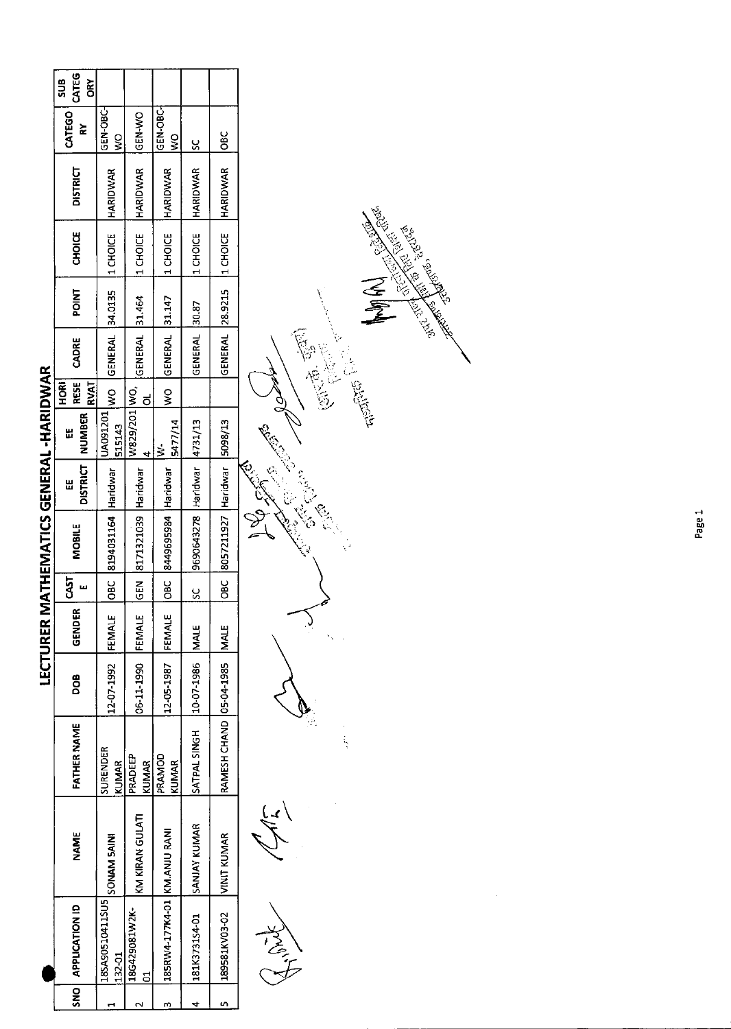# LECTURER MATHEMATICS GENERAL -HARIDWAR

| SNO | APPLICATION ID | NAME | FATHER NAME | DOB | GENDER | CASTE | MOBILE | EE DISTRICT | EE NUMBER | HORI RESE RVAT | CADRE | POINT | CHOICE | DISTRICT | CATEGORY | SUB CATEGORY |
|---|---|---|---|---|---|---|---|---|---|---|---|---|---|---|---|---|
| 1 | 18SA90510411SU5132-01 | SONAM SAINI | SURENDER KUMAR | 12-07-1992 | FEMALE | OBC | 8194031164 | Haridwar | UA091201515143 | WO | GENERAL | 34.0135 | 1 CHOICE | HARIDWAR | GEN-OBC-WO | |
| 2 | 18G429081W2K-01 | KM KIRAN GULATI | PRADEEP KUMAR | 06-11-1990 | FEMALE | GEN | 8171321039 | Haridwar | W829/2014 | WO, OL | GENERAL | 31.464 | 1 CHOICE | HARIDWAR | GEN-WO | |
| 3 | 18SRW4-177K4-01 | KM.ANJU RANI | PRAMOD KUMAR | 12-05-1987 | FEMALE | OBC | 8449695984 | Haridwar | W-5477/14 | WO | GENERAL | 31.147 | 1 CHOICE | HARIDWAR | GEN-OBC-WO | |
| 4 | 181K373154-01 | SANJAY KUMAR | SATPAL SINGH | 10-07-1986 | MALE | SC | 9690643278 | Haridwar | 4731/13 | | GENERAL | 30.87 | 1 CHOICE | HARIDWAR | SC | |
| 5 | 189581KV03-02 | VINIT KUMAR | RAMESH CHAND | 05-04-1985 | MALE | OBC | 8057211927 | Haridwar | 5098/13 | | GENERAL | 28.9215 | 1 CHOICE | HARIDWAR | OBC | |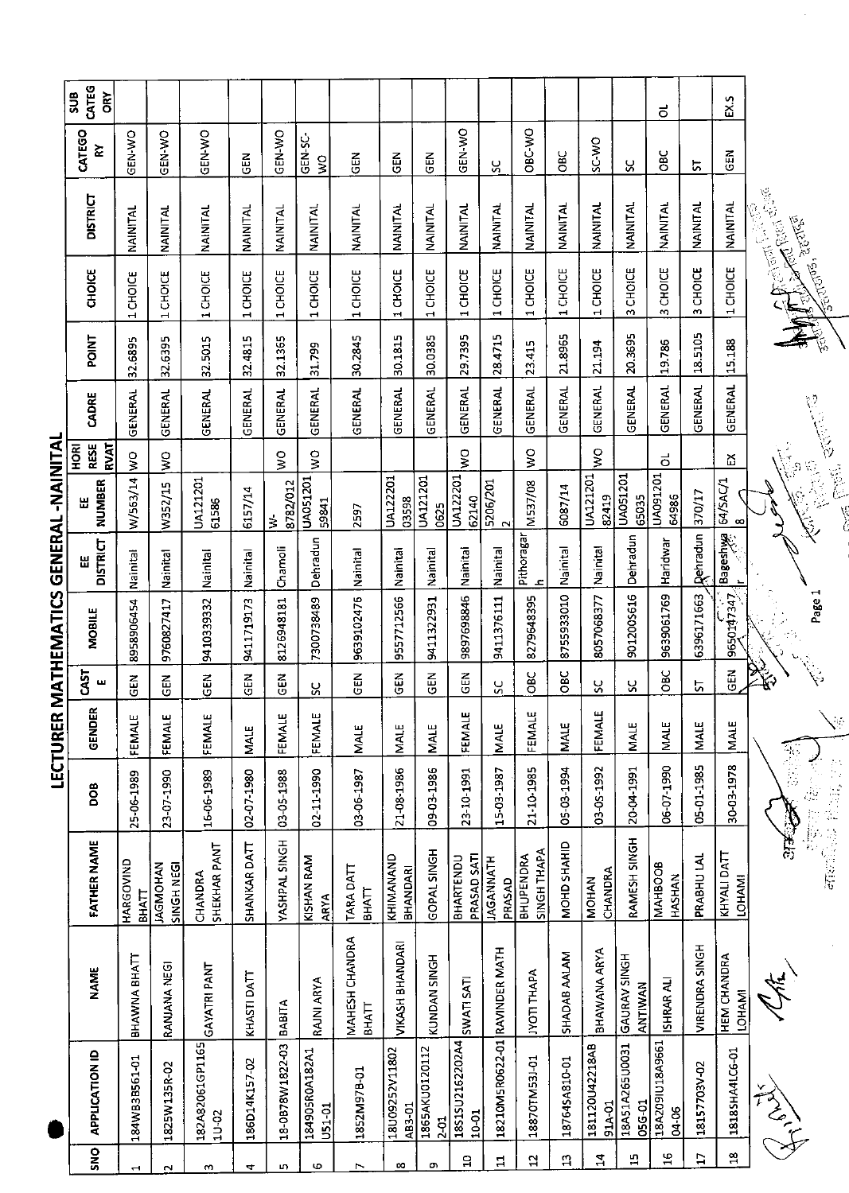# LECTURER MATHEMATICS GENERAL -NAINITAL

| SNO | APPLICATION ID | NAME | FATHER NAME | DOB | GENDER | CASTE | MOBILE | EE DISTRICT | EE NUMBER | HORI RESE RVAT | CADRE | POINT | CHOICE | DISTRICT | CATEGORY | SUB CATEGORY |
|---|---|---|---|---|---|---|---|---|---|---|---|---|---|---|---|---|
| 1 | 184WB3B561-01 | BHAWNA BHATT | HARGOVIND BHATT | 25-06-1989 | FEMALE | GEN | 8958906454 | Nainital | W/563/14 | WO | GENERAL | 32.6895 | 1 CHOICE | NAINITAL | GEN-WO | |
| 2 | 1825W135R-02 | RANJANA NEGI | JAGMOHAN SINGH NEGI | 23-07-1990 | FEMALE | GEN | 9760827417 | Nainital | W352/15 | WO | GENERAL | 32.6395 | 1 CHOICE | NAINITAL | GEN-WO | |
| 3 | 182A82061GP1165 1U-02 | GAYATRI PANT | CHANDRA SHEKHAR PANT | 16-06-1989 | FEMALE | GEN | 9410339332 | Nainital | UA121201 61586 | | GENERAL | 32.5015 | 1 CHOICE | NAINITAL | GEN-WO | |
| 4 | 186D14K157-02 | KHASTI DATT | SHANKAR DATT | 02-07-1980 | MALE | GEN | 9411719173 | Nainital | 6157/14 | | GENERAL | 32.4815 | 1 CHOICE | NAINITAL | GEN | |
| 5 | 18-0878W1822-03 | BABITA | YASHPAL SINGH | 03-05-1988 | FEMALE | GEN | 8126948181 | Chamoli | W-8782/012 | WO | GENERAL | 32.1365 | 1 CHOICE | NAINITAL | GEN-WO | |
| 6 | 184905R0A182A1 U51-01 | RAJNI ARYA | KISHAN RAM ARYA | 02-11-1990 | FEMALE | SC | 7300738489 | Dehradun | UA051201 59841 | WO | GENERAL | 31.799 | 1 CHOICE | NAINITAL | GEN-SC-WO | |
| 7 | 1852M97B-01 | MAHESH CHANDRA BHATT | TARA DATT BHATT | 03-06-1987 | MALE | GEN | 9639102476 | Nainital | 2597 | | GENERAL | 30.2845 | 1 CHOICE | NAINITAL | GEN | |
| 8 | 18U0925ZV11802 AB3-01 | VIKASH BHANDARI | KHIMANAND BHANDARI | 21-08-1986 | MALE | GEN | 9557712566 | Nainital | UA122201 03598 | | GENERAL | 30.1815 | 1 CHOICE | NAINITAL | GEN | |
| 9 | 1865AKU0120112 2-01 | KUNDAN SINGH | GOPAL SINGH | 09-03-1986 | MALE | GEN | 9411322931 | Nainital | UA121201 0625 | | GENERAL | 30.0385 | 1 CHOICE | NAINITAL | GEN | |
| 10 | 1851SU2162202A4 10-01 | SWATI SATI | BHARTENDU PRASAD SATI | 23-10-1991 | FEMALE | GEN | 9897698846 | Nainital | UA122201 62140 | WO | GENERAL | 29.7395 | 1 CHOICE | NAINITAL | GEN-WO | |
| 11 | 18210M5R0622-01 | RAVINDER NATH | JAGANNATH PRASAD | 15-03-1987 | MALE | SC | 9411376111 | Nainital | 5206/201 2 | | GENERAL | 28.4715 | 1 CHOICE | NAINITAL | SC | |
| 12 | 18870TM53J-01 | JYOTI THAPA | BHUPENDRA SINGH THAPA | 21-10-1985 | FEMALE | OBC | 8279648395 | Pithoragarh | M537/08 | WO | GENERAL | 23.415 | 1 CHOICE | NAINITAL | OBC-WO | |
| 13 | 18764SA810-01 | SHADAB AALAM | MOHD SHAHID | 05-03-1994 | MALE | OBC | 8755933010 | Nainital | 6087/14 | | GENERAL | 21.8965 | 1 CHOICE | NAINITAL | OBC | |
| 14 | 181120U42218AB 91A-01 | BHAWANA ARYA | MOHAN CHANDRA | 03-05-1992 | FEMALE | SC | 8057068377 | Nainital | UA121201 82419 | WO | GENERAL | 21.194 | 1 CHOICE | NAINITAL | SC-WO | |
| 15 | 18A51A265U0031 05G-01 | GAURAV SINGH ANTIWAN | RAMESH SINGH | 20-04-1991 | MALE | SC | 9012005616 | Dehradun | UA051201 65035 | | GENERAL | 20.3695 | 3 CHOICE | NAINITAL | SC | |
| 16 | 18A209IU18A9661 04-06 | ISHRAR ALI | MAHBOOB HASHAN | 06-07-1990 | MALE | OBC | 9639061769 | Haridwar | UA091201 64986 | OL | GENERAL | 19.786 | 3 CHOICE | NAINITAL | OBC | OL |
| 17 | 18157703V-02 | VIRENDRA SINGH | PRABHU LAL | 05-01-1985 | MALE | ST | 6396171663 | Dehradun | 370/17 | | GENERAL | 18.5105 | 3 CHOICE | NAINITAL | ST | |
| 18 | 1818SHA4LC6-01 | HEM CHANDRA LOHAMI | KHYALI DATT LOHAMI | 30-03-1978 | MALE | GEN | 9650147347 | Bageshwar | 64/SAC/1 8 | EX | GENERAL | 15.188 | 1 CHOICE | NAINITAL | GEN | EX.S |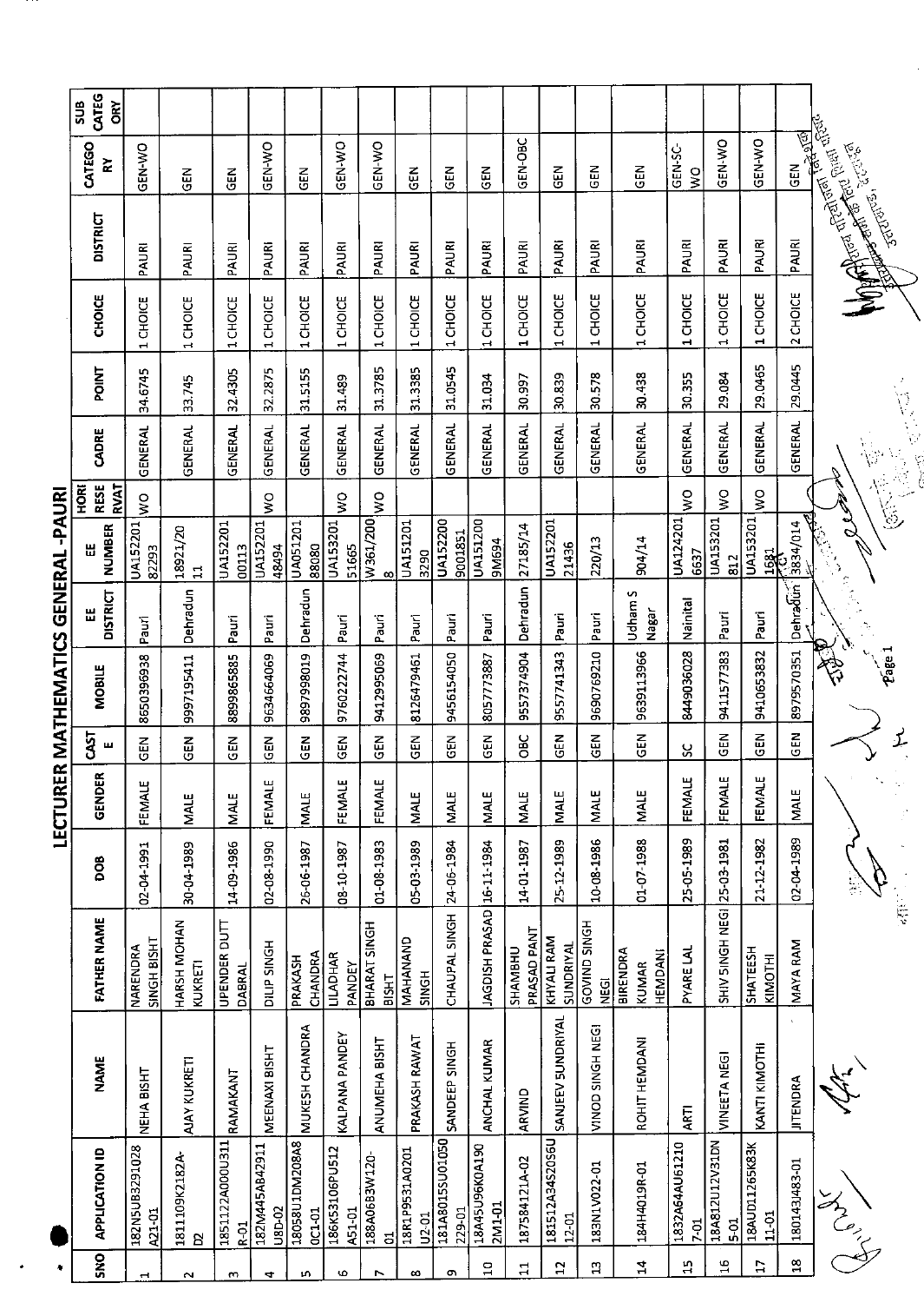# LECTURER MATHEMATICS GENERAL -PAURI

| SNO | APPLICATION ID | NAME | FATHER NAME | DOB | GENDER | CASTE | MOBILE | EE DISTRICT | EE NUMBER | HORI RESERVAT | CADRE | POINT | CHOICE | DISTRICT | CATEGORY | SUB CATEGORY |
|---|---|---|---|---|---|---|---|---|---|---|---|---|---|---|---|---|
| 1 | 182N5UB3291028A21-01 | NEHA BISHT | NARENDRA SINGH BISHT | 02-04-1991 | FEMALE | GEN | 8650396938 | Pauri | UA15220182293 | WO | GENERAL | 34.6745 | 1 CHOICE | PAURI | GEN-WO | |
| 2 | 1811109K2182A-D2 | AJAY KUKRETI | HARSH MOHAN KUKRETI | 30-04-1989 | MALE | GEN | 9997195411 | Dehradun | 18921/2011 | | GENERAL | 33.745 | 1 CHOICE | PAURI | GEN | |
| 3 | 1851122A000U311R-01 | RAMAKANT | UPENDER DUTT DABRAL | 14-09-1986 | MALE | GEN | 8899865885 | Pauri | UA15220100113 | | GENERAL | 32.4305 | 1 CHOICE | PAURI | GEN | |
| 4 | 182M445AB42911U8D-02 | MEENAXI BISHT | DILIP SINGH | 02-08-1990 | FEMALE | GEN | 9634664069 | Pauri | UA15220148494 | WO | GENERAL | 32.2875 | 1 CHOICE | PAURI | GEN-WO | |
| 5 | 18058U1DM208A80C1-01 | MUKESH CHANDRA | PRAKASH CHANDRA | 26-06-1987 | MALE | GEN | 9897998019 | Dehradun | UA05120188080 | | GENERAL | 31.5155 | 1 CHOICE | PAURI | GEN | |
| 6 | 186K53106PU512A51-01 | KALPANA PANDEY | LILADHAR PANDEY | 08-10-1987 | FEMALE | GEN | 9760222744 | Pauri | UA15320151665 | WO | GENERAL | 31.489 | 1 CHOICE | PAURI | GEN-WO | |
| 7 | 188A06B3W120-01 | ANUMEHA BISHT | BHARAT SINGH BISHT | 01-08-1983 | FEMALE | GEN | 9412995069 | Pauri | W361/2008 | WO | GENERAL | 31.3785 | 1 CHOICE | PAURI | GEN-WO | |
| 8 | 18R1P9531A0201U2-01 | PRAKASH RAWAT | MAHANAND SINGH | 05-03-1989 | MALE | GEN | 8126479461 | Pauri | UA1512013290 | | GENERAL | 31.3385 | 1 CHOICE | PAURI | GEN | |
| 9 | 181A8015SU01050229-01 | SANDEEP SINGH | CHAUPAL SINGH | 24-06-1984 | MALE | GEN | 9456154050 | Pauri | UA1522009001851 | | GENERAL | 31.0545 | 1 CHOICE | PAURI | GEN | |
| 10 | 18A45U96K0A1902M1-01 | ANCHAL KUMAR | JAGDISH PRASAD | 16-11-1984 | MALE | GEN | 8057773887 | Pauri | UA1512009M694 | | GENERAL | 31.034 | 1 CHOICE | PAURI | GEN | |
| 11 | 187584121A-02 | ARVIND | SHAMBHU PRASAD PANT | 14-01-1987 | MALE | OBC | 9557374904 | Dehradun | 27185/14 | | GENERAL | 30.997 | 1 CHOICE | PAURI | GEN-OBC | |
| 12 | 181512A345Z056U12-01 | SANJEEV SUNDRIYAL | KHYALI RAM SUNDRIYAL | 25-12-1989 | MALE | GEN | 9557741343 | Pauri | UA15220121436 | | GENERAL | 30.839 | 1 CHOICE | PAURI | GEN | |
| 13 | 183N1V022-01 | VINOD SINGH NEGI | GOVIND SINGH NEGI | 10-08-1986 | MALE | GEN | 9690769210 | Pauri | 220/13 | | GENERAL | 30.578 | 1 CHOICE | PAURI | GEN | |
| 14 | 184H4019R-01 | ROHIT HEMDANI | BIRENDRA KUMAR HEMDANI | 01-07-1988 | MALE | GEN | 9639113966 | Udham S Nagar | 904/14 | | GENERAL | 30.438 | 1 CHOICE | PAURI | GEN | |
| 15 | 1832A64AU61210 7-01 | ARTI | PYARE LAL | 25-05-1989 | FEMALE | SC | 8449036028 | Nainital | UA1242016637 | WO | GENERAL | 30.355 | 1 CHOICE | PAURI | GEN-SC-WO | |
| 16 | 18A812U12V31DN5-01 | VINEETA NEGI | SHIV SINGH NEGI | 25-03-1981 | FEMALE | GEN | 9411577383 | Pauri | UA153201812 | WO | GENERAL | 29.084 | 1 CHOICE | PAURI | GEN-WO | |
| 17 | 18AUD11265K83K11-01 | KANTI KIMOTHI | SHATEESH KIMOTHI | 21-12-1982 | FEMALE | GEN | 9410653832 | Pauri | UA1532011681 | WO | GENERAL | 29.0465 | 1 CHOICE | PAURI | GEN-WO | |
| 18 | 1801431483-01 | JITENDRA | MAYA RAM | 02-04-1989 | MALE | GEN | 8979570351 | Dehradun | 3834/014 | | GENERAL | 29.0445 | 2 CHOICE | PAURI | GEN | |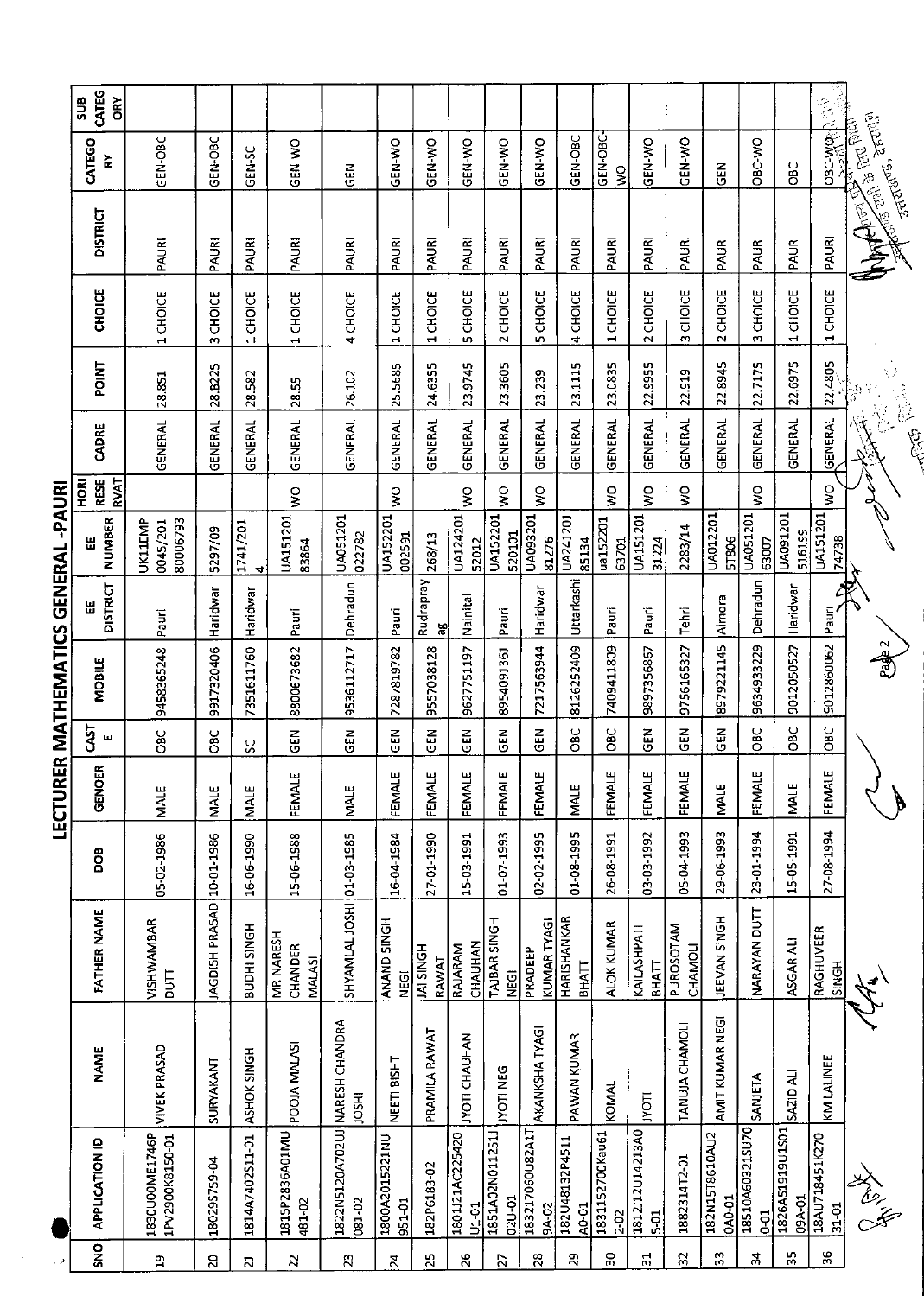# LECTURER MATHEMATICS GENERAL -PAURI

| SNO | APPLICATION ID | NAME | FATHER NAME | DOB | GENDER | CASTE | MOBILE | EE DISTRICT | EE NUMBER | HORI RESERVAT | CADRE | POINT | CHOICE | DISTRICT | CATEGORY | SUB CATEGORY |
|---|---|---|---|---|---|---|---|---|---|---|---|---|---|---|---|---|
| 19 | 1830U00ME1746P1PV2900K8150-01 | VIVEK PRASAD | VISHWAMBAR DUTT | 05-02-1986 | MALE | OBC | 9458365248 | Pauri | UK11EMP0045/20180006793 | | GENERAL | 28.851 | 1 CHOICE | PAURI | GEN-OBC | |
| 20 | 18029S759-04 | SURYAKANT | JAGDISH PRASAD | 10-01-1986 | MALE | OBC | 9917320406 | Haridwar | 5297/09 | | GENERAL | 28.8225 | 3 CHOICE | PAURI | GEN-OBC | |
| 21 | 1814A7402S11-01 | ASHOK SINGH | BUDHI SINGH | 16-06-1990 | MALE | SC | 7351611760 | Haridwar | 1741/2014 | | GENERAL | 28.582 | 1 CHOICE | PAURI | GEN-SC | |
| 22 | 1815P2836A01MU481-02 | POOJA MALASI | MR NARESH CHANDER MALASI | 15-06-1988 | FEMALE | GEN | 8800673682 | Pauri | UA15120183864 | WO | GENERAL | 28.55 | 1 CHOICE | PAURI | GEN-WO | |
| 23 | 1822N5120A702UJ081-02 | NARESH CHANDRA JOSHI | SHYAMLAL JOSHI | 01-03-1985 | MALE | GEN | 9536112717 | Dehradun | UA051201022782 | | GENERAL | 26.102 | 4 CHOICE | PAURI | GEN | |
| 24 | 1800A2015221NU951-01 | NEETI BISHT | ANAND SINGH NEGI | 16-04-1984 | FEMALE | GEN | 7287819782 | Pauri | UA152201002591 | WO | GENERAL | 25.5685 | 1 CHOICE | PAURI | GEN-WO | |
| 25 | 182P6183-02 | PRAMILA RAWAT | JAI SINGH RAWAT | 27-01-1990 | FEMALE | GEN | 9557038128 | Rudraprayag | 268/13 | | GENERAL | 24.6355 | 1 CHOICE | PAURI | GEN-WO | |
| 26 | 1801J21AC225420U1-01 | JYOTI CHAUHAN | RAJARAM CHAUHAN | 15-03-1991 | FEMALE | GEN | 9627751197 | Nainital | UA12420152012 | WO | GENERAL | 23.9745 | 5 CHOICE | PAURI | GEN-WO | |
| 27 | 1851A02N011251J02U-01 | JYOTI NEGI | TAJBAR SINGH NEGI | 01-07-1993 | FEMALE | GEN | 8954091361 | Pauri | UA152201520101 | WO | GENERAL | 23.3605 | 2 CHOICE | PAURI | GEN-WO | |
| 28 | 183217060U82A1T9A-02 | AKANKSHA TYAGI | PRADEEP KUMAR TYAGI | 02-02-1995 | FEMALE | GEN | 7217563944 | Haridwar | UA09320181276 | WO | GENERAL | 23.239 | 5 CHOICE | PAURI | GEN-WO | |
| 29 | 182U48132P4511A0-01 | PAWAN KUMAR | HARISHANKAR BHATT | 01-08-1995 | MALE | OBC | 8126252409 | Uttarkashi | UA24120185134 | | GENERAL | 23.1115 | 4 CHOICE | PAURI | GEN-OBC | |
| 30 | 1831152700Kau612-02 | KOMAL | ALOK KUMAR | 26-08-1991 | FEMALE | OBC | 7409411809 | Pauri | ua15220163701 | WO | GENERAL | 23.0835 | 1 CHOICE | PAURI | GEN-OBC-WO | |
| 31 | 1812J12U14213A05-01 | JYOTI | KAILASHPATI BHATT | 03-03-1992 | FEMALE | GEN | 9897356867 | Pauri | UA15120131224 | WO | GENERAL | 22.9955 | 2 CHOICE | PAURI | GEN-WO | |
| 32 | 1882314T2-01 | TANUJA CHAMOLI | PUROSOTAM CHAMOLI | 05-04-1993 | FEMALE | GEN | 9756165327 | Tehri | 2283/14 | WO | GENERAL | 22.919 | 3 CHOICE | PAURI | GEN-WO | |
| 33 | 182N15T8610AU20A0-01 | AMIT KUMAR NEGI | JEEVAN SINGH | 29-06-1993 | MALE | GEN | 8979221145 | Almora | UA0122015T806 | | GENERAL | 22.8945 | 2 CHOICE | PAURI | GEN | |
| 34 | 18510A60321SU700-01 | SANJETA | NARAYAN DUTT | 23-01-1994 | FEMALE | OBC | 9634933229 | Dehradun | UA05120163007 | WO | GENERAL | 22.7175 | 3 CHOICE | PAURI | OBC-WO | |
| 35 | 1826A51919U1S0109A-01 | SAZID ALI | ASGAR ALI | 15-05-1991 | MALE | OBC | 9012050527 | Haridwar | UA091201516199 | | GENERAL | 22.6975 | 1 CHOICE | PAURI | OBC | |
| 36 | 18AU718451K27031-01 | KM LALINEE | RAGHUVEER SINGH | 27-08-1994 | FEMALE | OBC | 9012860062 | Pauri | UA15120174738 | WO | GENERAL | 22.4805 | 1 CHOICE | PAURI | OBC-WO | |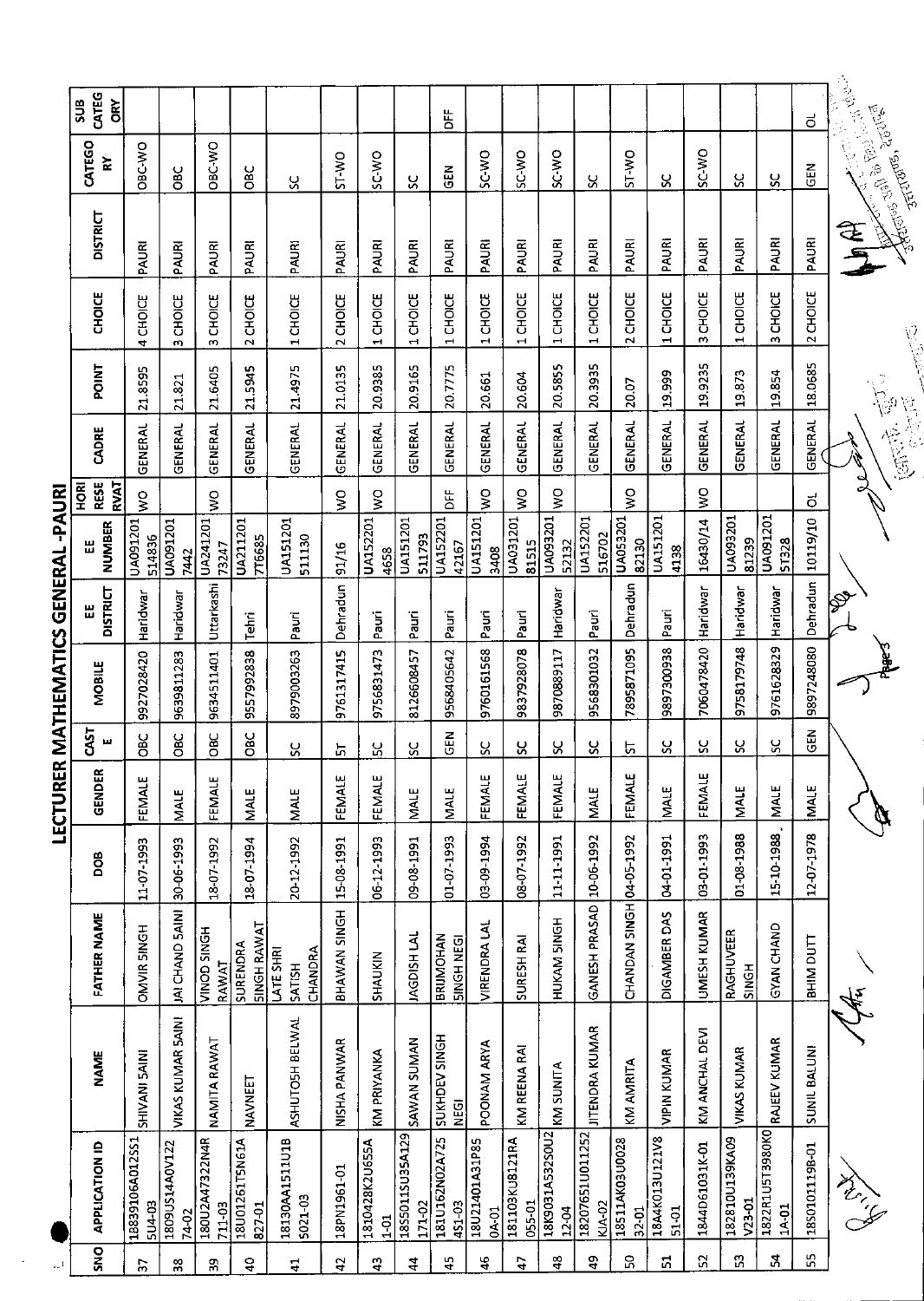# LECTURER MATHEMATICS GENERAL -PAURI

| SNO | APPLICATION ID | NAME | FATHER NAME | DOB | GENDER | CAST E | MOBILE | EE DISTRICT | EE NUMBER | HORI RESE RVAT | CADRE | POINT | CHOICE | DISTRICT | CATEGO RY | SUB CATEG ORY |
|---|---|---|---|---|---|---|---|---|---|---|---|---|---|---|---|---|
| 37 | 18B39106A012SS15U4-03 | SHIVANI SAINI | OMVIR SINGH | 11-07-1993 | FEMALE | OBC | 9927028420 | Haridwar | UA091201514836 | WO | GENERAL | 21.8595 | 4 CHOICE | PAURI | OBC-WO | |
| 38 | 1809US14A0V12274-02 | VIKAS KUMAR SAINI | JAI CHAND SAINI | 30-06-1993 | MALE | OBC | 9639811283 | Haridwar | UA0912017442 | | GENERAL | 21.821 | 3 CHOICE | PAURI | OBC | |
| 39 | 180U2A47322N4R711-03 | NAMITA RAWAT | VINOD SINGH RAWAT | 18-07-1992 | FEMALE | OBC | 9634511401 | Uttarkashi | UA24120173247 | WO | GENERAL | 21.6405 | 3 CHOICE | PAURI | OBC-WO | |
| 40 | 18U01261T5N61A827-01 | NAVNEET | SURENDRA SINGH RAWAT | 18-07-1994 | MALE | OBC | 9557992838 | Tehri | UA2112017T6685 | | GENERAL | 21.5945 | 2 CHOICE | PAURI | OBC | |
| 41 | 18130AA1511U1BS021-03 | ASHUTOSH BELWAL | LATE SHRI SATISH CHANDRA | 20-12-1992 | MALE | SC | 8979003263 | Pauri | UA151201511130 | | GENERAL | 21.4975 | 1 CHOICE | PAURI | SC | |
| 42 | 18PN1961-01 | NISHA PANWAR | BHAWAN SINGH | 15-08-1991 | FEMALE | ST | 9761317415 | Dehradun | 91/16 | WO | GENERAL | 21.0135 | 2 CHOICE | PAURI | ST-WO | |
| 43 | 1810428K2U655A1-01 | KM PRIYANKA | SHAUKIN | 06-12-1993 | FEMALE | SC | 9756831473 | Pauri | UA1522014658 | WO | GENERAL | 20.9385 | 1 CHOICE | PAURI | SC-WO | |
| 44 | 18S5011SU35A129171-02 | SAWAN SUMAN | JAGDISH LAL | 09-08-1991 | MALE | SC | 8126608457 | Pauri | UA151201511793 | | GENERAL | 20.9165 | 1 CHOICE | PAURI | SC | |
| 45 | 181U162N02A725451-03 | SUKHDEV SINGH NEGI | BRIJMOHAN SINGH NEGI | 01-07-1993 | MALE | GEN | 9568405642 | Pauri | UA15220142167 | DFF | GENERAL | 20.7775 | 1 CHOICE | PAURI | GEN | DFF |
| 46 | 18U21401A31P850A-01 | POONAM ARYA | VIRENDRA LAL | 03-09-1994 | FEMALE | SC | 9760161568 | Pauri | UA1512013408 | WO | GENERAL | 20.661 | 1 CHOICE | PAURI | SC-WO | |
| 47 | 181103KU8121RA055-01 | KM REENA RAI | SURESH RAI | 08-07-1992 | FEMALE | SC | 9837928078 | Pauri | UA03120181515 | WO | GENERAL | 20.604 | 1 CHOICE | PAURI | SC-WO | |
| 48 | 18K9031A532S0U212-04 | KM SUNITA | HUKAM SINGH | 11-11-1991 | FEMALE | SC | 9870889117 | Haridwar | UA09320152132 | WO | GENERAL | 20.5855 | 1 CHOICE | PAURI | SC-WO | |
| 49 | 18207651U011252KJA-02 | JITENDRA KUMAR | GANESH PRASAD | 10-06-1992 | MALE | SC | 9568301032 | Pauri | UA152201516702 | | GENERAL | 20.3935 | 1 CHOICE | PAURI | SC | |
| 50 | 18511AK03U002832-01 | KM AMRITA | CHANDAN SINGH | 04-05-1992 | FEMALE | ST | 7895871095 | Dehradun | UA05320182130 | WO | GENERAL | 20.07 | 2 CHOICE | PAURI | ST-WO | |
| 51 | 18A4K013U121V851-01 | VIPIN KUMAR | DIGAMBER DAS | 04-01-1991 | MALE | SC | 9897300938 | Pauri | UA1512014138 | | GENERAL | 19.999 | 1 CHOICE | PAURI | SC | |
| 52 | 1844D61031K-01 | KM ANCHAL DEVI | UMESH KUMAR | 03-01-1993 | FEMALE | SC | 7060478420 | Haridwar | 16430/14 | WO | GENERAL | 19.9235 | 3 CHOICE | PAURI | SC-WO | |
| 53 | 18281OU139KA09V23-01 | VIKAS KUMAR | RAGHUVEER SINGH | 01-08-1988 | MALE | SC | 9758179748 | Haridwar | UA09320181239 | | GENERAL | 19.873 | 1 CHOICE | PAURI | SC | |
| 54 | 1822R1U5T3980K01A-01 | RAJEEV KUMAR | GYAN CHAND | 15-10-1988 | MALE | SC | 9761628329 | Haridwar | UA09120151328 | | GENERAL | 19.854 | 3 CHOICE | PAURI | SC | |
| 55 | 18S0101119B-01 | SUNIL BALUNI | BHIM DUTT | 12-07-1978 | MALE | GEN | 9897248080 | Dehradun | 10119/10 | OL | GENERAL | 18.0685 | 2 CHOICE | PAURI | GEN | OL |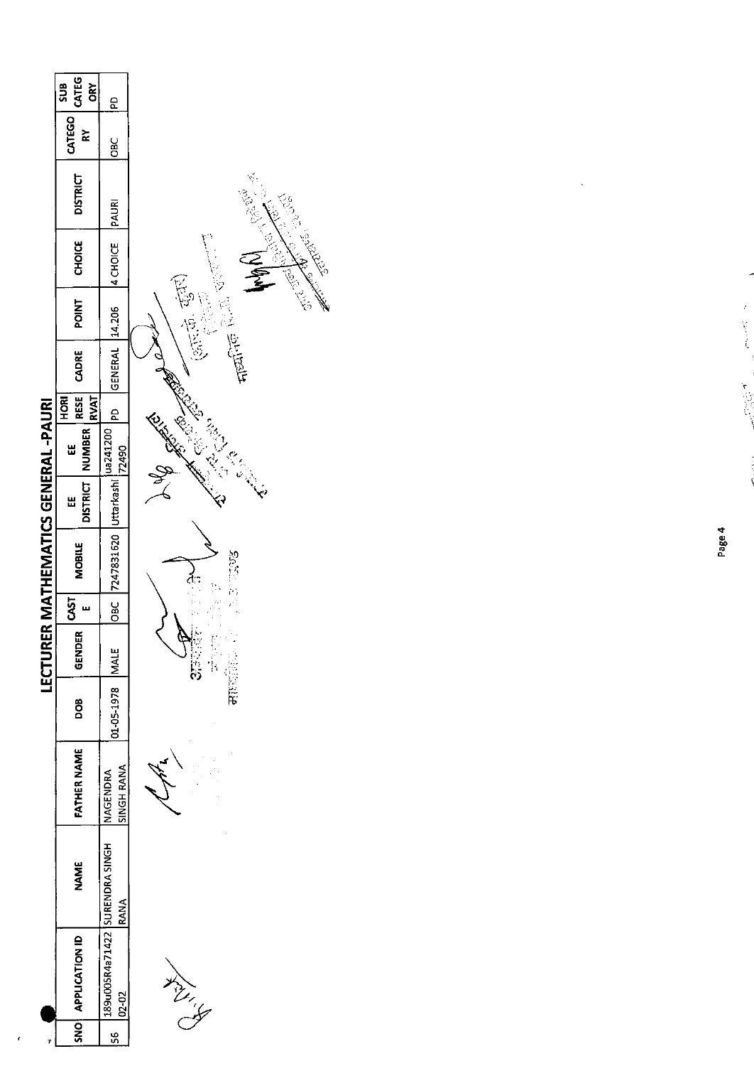# LECTURER MATHEMATICS GENERAL -PAURI

| SNO | APPLICATION ID | NAME | FATHER NAME | DOB | GENDER | CASTE | MOBILE | EE DISTRICT | EE NUMBER | HORI RESERVAT | CADRE | POINT | CHOICE | DISTRICT | CATEGORY | SUB CATEGORY |
|---|---|---|---|---|---|---|---|---|---|---|---|---|---|---|---|---|
| 56 | 189u00SR4a7142202-02 | SURENDRA SINGH RANA | NAGENDRA SINGH RANA | 01-05-1978 | MALE | OBC | 7247831620 | Uttarkashi | ua24120072490 | PD | GENERAL | 14.206 | 4 CHOICE | PAURI | OBC | PD |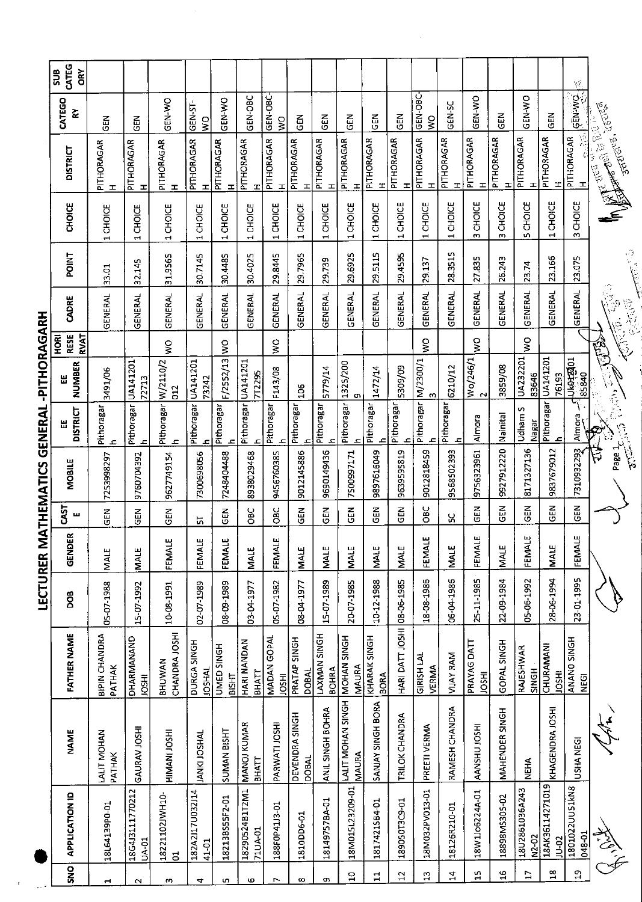# LECTURER MATHEMATICS GENERAL -PITHORAGARH

| SNO | APPLICATION ID | NAME | FATHER NAME | DOB | GENDER | CASTE | MOBILE | EE DISTRICT | EE NUMBER | HORI RESERVAT | CADRE | POINT | CHOICE | DISTRICT | CATEGORY | SUB CATEGORY |
|---|---|---|---|---|---|---|---|---|---|---|---|---|---|---|---|---|
| 1 | 18L64139P0-01 | LALIT MOHAN PATHAK | BIPIN CHANDRA PATHAK | 05-07-1988 | MALE | GEN | 7253998297 | Pithoragarh | 3491/06 | | GENERAL | 33.01 | 1 CHOICE | PITHORAGARH | GEN | |
| 2 | 18G4J3111770212UA-01 | GAURAV JOSHI | DHARMANAND JOSHI | 15-07-1992 | MALE | GEN | 9760704392 | Pithoragarh | UA14120172713 | | GENERAL | 32.145 | 1 CHOICE | PITHORAGARH | GEN | |
| 3 | 18221102JWH10-01 | HIMANI JOSHI | BHUWAN CHANDRA JOSHI | 10-08-1991 | FEMALE | GEN | 9627749154 | Pithoragarh | W/2110/2012 | WO | GENERAL | 31.9565 | 1 CHOICE | PITHORAGARH | GEN-WO | |
| 4 | 182A2J17U032J1441-01 | JANKI JOSHAL | DURGA SINGH JOSHAL | 02-07-1989 | FEMALE | ST | 7300698056 | Pithoragarh | UA14120173242 | | GENERAL | 30.7145 | 1 CHOICE | PITHORAGARH | GEN-ST-WO | |
| 5 | 18213B555F2-01 | SUMAN BISHT | UMED SINGH BISHT | 08-09-1989 | FEMALE | GEN | 7248404488 | Pithoragarh | F/2552/13 | WO | GENERAL | 30.4485 | 1 CHOICE | PITHORAGARH | GEN-WO | |
| 6 | 18290524B1T2M171UA-01 | MANOJ KUMAR BHATT | HARI NANDAN BHATT | 03-04-1977 | MALE | OBC | 8938029468 | Pithoragarh | UA141201712295 | | GENERAL | 30.4025 | 1 CHOICE | PITHORAGARH | GEN-OBC | |
| 7 | 188F0P41J3-01 | PARWATI JOSHI | MADAN GOPAL JOSHI | 05-07-1982 | FEMALE | OBC | 9456760385 | Pithoragarh | F143/08 | WO | GENERAL | 29.8445 | 1 CHOICE | PITHORAGARH | GEN-OBC-WO | |
| 8 | 1810DD6-01 | DEVENDRA SINGH DOBAL | PRATAP SINGH DOBAL | 08-04-1977 | MALE | GEN | 9012145886 | Pithoragarh | 106 | | GENERAL | 29.7965 | 1 CHOICE | PITHORAGARH | GEN | |
| 9 | 1814975 7BA-01 | ANIL SINGH BOHRA | LAXMAN SINGH BOHRA | 15-07-1989 | MALE | GEN | 9690149436 | Pithoragarh | 5779/14 | | GENERAL | 29.739 | 1 CHOICE | PITHORAGARH | GEN | |
| 10 | 18M015L23209-01 | LALIT MOHAN SINGH MAURA | MOHAN SINGH MAURA | 20-07-1985 | MALE | GEN | 7500997171 | Pithoragarh | 1325/2009 | | GENERAL | 29.6925 | 1 CHOICE | PITHORAGARH | GEN | |
| 11 | 18174215B4-01 | SANJAY SINGH BORA | KHARAK SINGH BORA | 10-12-1988 | MALE | GEN | 9897616049 | Pithoragarh | 1472/14 | | GENERAL | 29.5115 | 1 CHOICE | PITHORAGARH | GEN | |
| 12 | 189050T3C9-01 | TRILOK CHANDRA | HARI DATT JOSHI | 08-06-1985 | MALE | GEN | 9639595819 | Pithoragarh | 5309/09 | | GENERAL | 29.4595 | 1 CHOICE | PITHORAGARH | GEN | |
| 13 | 18M032PV013-01 | PREETI VERMA | GIRISH LAL VERMA | 18-08-1986 | FEMALE | OBC | 9012818459 | Pithoragarh | M/2300/13 | WO | GENERAL | 29.137 | 1 CHOICE | PITHORAGARH | GEN-OBC-WO | |
| 14 | 18126R210-01 | RAMESH CHANDRA | VIJAY RAM | 06-04-1986 | MALE | SC | 9568502393 | Pithoragarh | 6210/12 | | GENERAL | 28.3515 | 1 CHOICE | PITHORAGARH | GEN-SC | |
| 15 | 18W1Jo6224A-01 | AANSHU JOSHI | PRAYAG DATT JOSHI | 25-11-1985 | FEMALE | GEN | 9756323961 | Almora | Wo/246/12 | WO | GENERAL | 27.835 | 3 CHOICE | PITHORAGARH | GEN-WO | |
| 16 | 18898MS305-02 | MAHENDER SINGH | GOPAL SINGH | 22-09-1984 | MALE | GEN | 9927912220 | Nainital | 3859/08 | | GENERAL | 26.243 | 3 CHOICE | PITHORAGARH | GEN | |
| 17 | 18U2861036A243N2-02 | NEHA | RAJESHWAR SINGH | 05-06-1992 | FEMALE | GEN | 8171327136 | Udham S Nagar | UA23220183646 | WO | GENERAL | 23.74 | 5 CHOICE | PITHORAGARH | GEN-WO | |
| 18 | 18AK36114271019JU-02 | KHAGENDRA JOSHI | CHURAMANI JOSHI | 28-06-1994 | MALE | GEN | 9837679012 | Pithoragarh | UA14120176193 | | GENERAL | 23.166 | 1 CHOICE | PITHORAGARH | GEN | |
| 19 | 1801022UU51kN8048-01 | USHA NEGI | ANAND SINGH NEGI | 23-01-1995 | FEMALE | GEN | 7310932293 | Almora | UK01201 85840 | | GENERAL | 23.075 | 3 CHOICE | PITHORAGARH | GEN-WO | |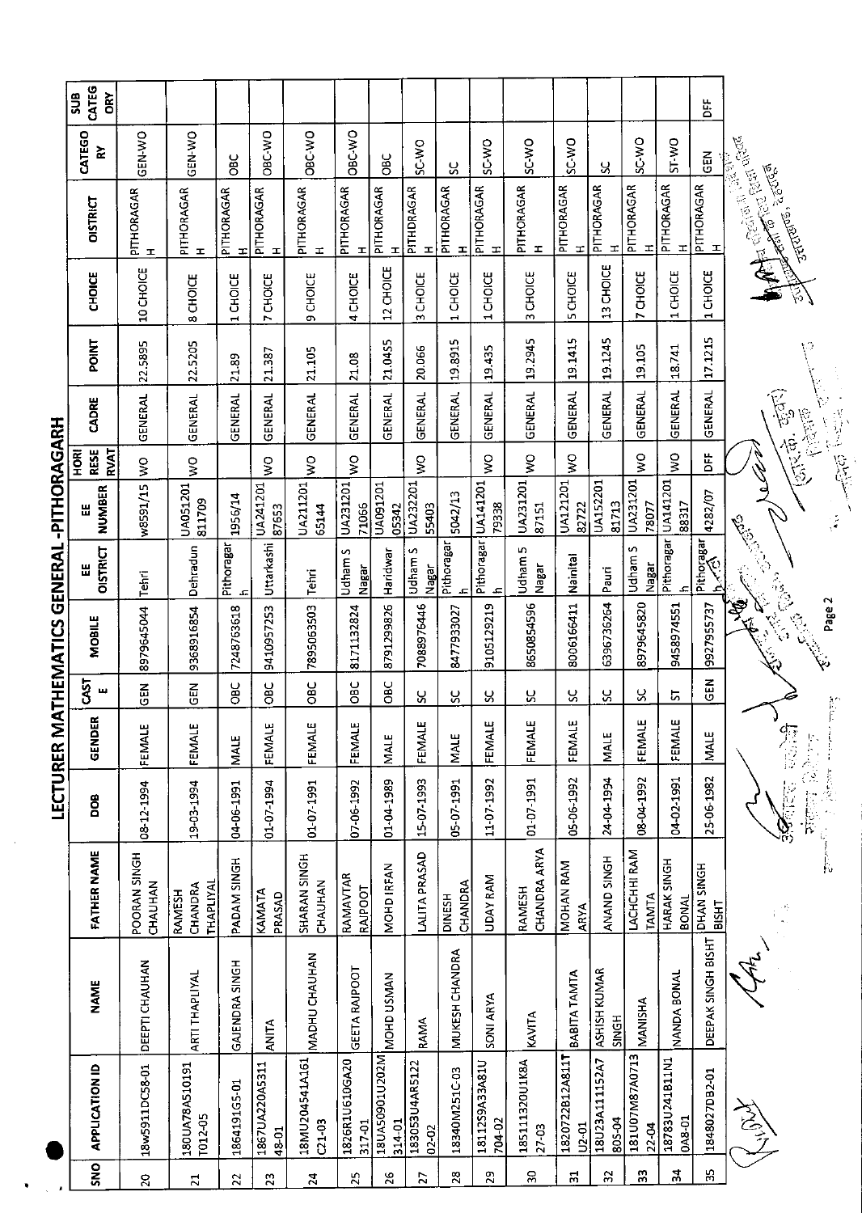# LECTURER MATHEMATICS GENERAL-PITHORAGARH

| SNO | APPLICATION ID | NAME | FATHER NAME | DOB | GENDER | CASTE | MOBILE | EE DISTRICT | EE NUMBER | HORI RESERVAT | CADRE | POINT | CHOICE | DISTRICT | CATEGORY | SUB CATEGORY |
|---|---|---|---|---|---|---|---|---|---|---|---|---|---|---|---|---|
| 20 | 18W5911DC58-01 | DEEPTI CHAUHAN | POORAN SINGH CHAUHAN | 08-12-1994 | FEMALE | GEN | 8979645044 | Tehri | W8591/15 | WO | GENERAL | 22.5895 | 10 CHOICE | PITHORAGARH | GEN-WO | |
| 21 | 180UA78A510191T012-05 | ARTI THAPLIYAL | RAMESH CHANDRA THAPLIYAL | 19-03-1994 | FEMALE | GEN | 9368916854 | Dehradun | UA051201811709 | WO | GENERAL | 22.5205 | 8 CHOICE | PITHORAGARH | GEN-WO | |
| 22 | 1864191G5-01 | GAJENDRA SINGH | PADAM SINGH | 04-06-1991 | MALE | OBC | 7248763618 | Pithoragarh | 1956/14 | | GENERAL | 21.89 | 1 CHOICE | PITHORAGARH | OBC | |
| 23 | 1867UA220A5311 48-01 | ANITA | KAMATA PRASAD | 01-07-1994 | FEMALE | OBC | 9410957253 | Uttarkashi | UA24120187653 | WO | GENERAL | 21.387 | 7 CHOICE | PITHORAGARH | OBC-WO | |
| 24 | 18MU20454 1A161C21-03 | MADHU CHAUHAN | SHARAN SINGH CHAUHAN | 01-07-1991 | FEMALE | OBC | 7895063503 | Tehri | UA21120165144 | WO | GENERAL | 21.105 | 9 CHOICE | PITHORAGARH | OBC-WO | |
| 25 | 1826R1U610GA20317-01 | GEETA RAJPOOT | RAMAVTAR RAJPOOT | 07-06-1992 | FEMALE | OBC | 8171132824 | Udham S Nagar | UA23120171066 | WO | GENERAL | 21.08 | 4 CHOICE | PITHORAGARH | OBC-WO | |
| 26 | 18UA50901U202M314-01 | MOHD USMAN | MOHD IRFAN | 01-04-1989 | MALE | OBC | 8791299826 | Haridwar | UA09120105342 | | GENERAL | 21.0455 | 12 CHOICE | PITHORAGARH | OBC | |
| 27 | 183053U4AR5122 02-02 | RAMA | LALITA PRASAD | 15-07-1993 | FEMALE | SC | 7088976446 | Udham S Nagar | UA23220155403 | WO | GENERAL | 20.066 | 3 CHOICE | PITHORAGARH | SC-WO | |
| 28 | 18340M251C-03 | MUKESH CHANDRA | DINESH CHANDRA | 05-07-1991 | MALE | SC | 8477933027 | Pithoragarh | 5042/13 | | GENERAL | 19.8915 | 1 CHOICE | PITHORAGARH | SC | |
| 29 | 18112S9A33A81U704-02 | SONI ARYA | UDAY RAM | 11-07-1992 | FEMALE | SC | 9105129219 | Pithoragarh | UA14120179338 | WO | GENERAL | 19.435 | 1 CHOICE | PITHORAGARH | SC-WO | |
| 30 | 18511132OU1K8A27-03 | KAVITA | RAMESH CHANDRA ARYA | 01-07-1991 | FEMALE | SC | 8650854596 | Udham S Nagar | UA23120187151 | WO | GENERAL | 19.2945 | 3 CHOICE | PITHORAGARH | SC-WO | |
| 31 | 1820722B12A811TU2-01 | BABITA TAMTA | MOHAN RAM ARYA | 05-06-1992 | FEMALE | SC | 8006166411 | Nainital | UA12120182722 | WO | GENERAL | 19.1415 | 5 CHOICE | PITHORAGARH | SC-WO | |
| 32 | 18U23A111152A7805-04 | ASHISH KUMAR SINGH | ANAND SINGH | 24-04-1994 | MALE | SC | 6396736264 | Pauri | UA15220181713 | | GENERAL | 19.1245 | 13 CHOICE | PITHORAGARH | SC | |
| 33 | 181U07M87A0713 22-04 | MANISHA | LACHCHHI RAM TAMTA | 08-04-1992 | FEMALE | SC | 8979645820 | Udham S Nagar | UA23120178077 | WO | GENERAL | 19.105 | 7 CHOICE | PITHORAGARH | SC-WO | |
| 34 | 18783U241B11N1 0A8-01 | NANDA BONAL | HARAK SINGH BONAL | 04-02-1991 | FEMALE | ST | 9458974551 | Pithoragarh | UA14120188317 | WO | GENERAL | 18.741 | 1 CHOICE | PITHORAGARH | ST-WO | |
| 35 | 1848027DB2-01 | DEEPAK SINGH BISHT | DHAN SINGH BISHT | 25-06-1982 | MALE | GEN | 9927955737 | Pithoragarh | 4282/07 | DFF | GENERAL | 17.1215 | 1 CHOICE | PITHORAGARH | GEN | DFF |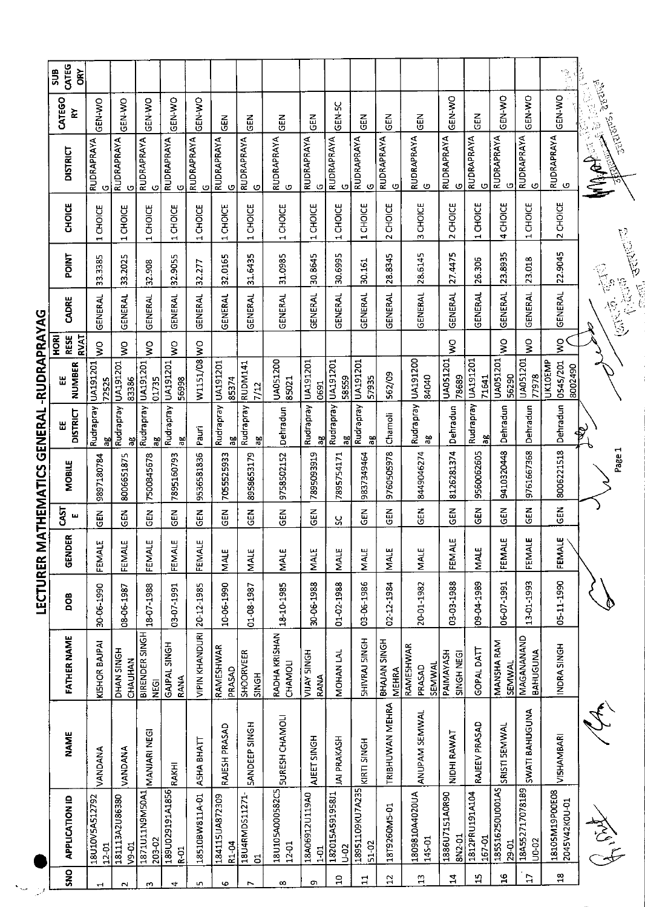# LECTURER MATHEMATICS GENERAL -RUDRAPRAYAG

| SNO | APPLICATION ID | NAME | FATHER NAME | DOB | GENDER | CASTE | MOBILE | EE DISTRICT | EE NUMBER | HORI RESERVAT | CADRE | POINT | CHOICE | DISTRICT | CATEGORY | SUB CATEGORY |
|---|---|---|---|---|---|---|---|---|---|---|---|---|---|---|---|---|
| 1 | 18U10V5A512792 12-01 | VANDANA | KISHOR BAJPAI | 30-06-1990 | FEMALE | GEN | 9897180784 | Rudraprayag | UA191201 72525 | WO | GENERAL | 33.3385 | 1 CHOICE | RUDRAPRAYAG | GEN-WO | |
| 2 | 181113A2U86380 V9-01 | VANDANA | DHAN SINGH CHAUHAN | 08-06-1987 | FEMALE | GEN | 8006651875 | Rudraprayag | UA191201 83386 | WO | GENERAL | 33.2025 | 1 CHOICE | RUDRAPRAYAG | GEN-WO | |
| 3 | 1871U11N9M50A1 203-02 | MANJARI NEGI | BIRENDER SINGH NEGI | 18-07-1988 | FEMALE | GEN | 7500845678 | Rudraprayag | UA191201 01735 | WO | GENERAL | 32.908 | 1 CHOICE | RUDRAPRAYAG | GEN-WO | |
| 4 | 189U029191A1856 R-01 | RAKHI | GAJPAL SINGH RANA | 03-07-1991 | FEMALE | GEN | 7895160793 | Rudraprayag | UA191201 56998 | WO | GENERAL | 32.9055 | 1 CHOICE | RUDRAPRAYAG | GEN-WO | |
| 5 | 18510BW811A-01 | ASHA BHATT | VIPIN KHANDURI | 20-12-1985 | FEMALE | GEN | 9536581836 | Pauri | W1151/08 | WO | GENERAL | 32.277 | 1 CHOICE | RUDRAPRAYAG | GEN-WO | |
| 6 | 184115UA872309 R1-04 | RAJESH PRASAD | RAMESHWAR PRASAD | 10-06-1990 | MALE | GEN | 7055525933 | Rudraprayag | UA191201 85374 | | GENERAL | 32.0165 | 1 CHOICE | RUDRAPRAYAG | GEN | |
| 7 | 18U4RMDS11271-01 | SANDEEP SINGH | SHOORVEER SINGH | 01-08-1987 | MALE | GEN | 8958653179 | Rudraprayag | RUDM141 7/12 | | GENERAL | 31.6435 | 1 CHOICE | RUDRAPRAYAG | GEN | |
| 8 | 18U105A000582C5 12-01 | SURESH CHAMOLI | RADHA KRISHAN CHAMOLI | 18-10-1985 | MALE | GEN | 9758502152 | Dehradun | UA051200 85021 | | GENERAL | 31.0985 | 1 CHOICE | RUDRAPRAYAG | GEN | |
| 9 | 18A06912U119A0 1-01 | AJEET SINGH | VIJAY SINGH RANA | 30-06-1988 | MALE | GEN | 7895093919 | Rudraprayag | UA191201 0691 | | GENERAL | 30.8645 | 1 CHOICE | RUDRAPRAYAG | GEN | |
| 10 | 182015A591958I1 U-02 | JAI PRAKASH | MOHAN LAL | 01-02-1988 | MALE | SC | 7895754171 | Rudraprayag | UA191201 58559 | | GENERAL | 30.6995 | 1 CHOICE | RUDRAPRAYAG | GEN-SC | |
| 11 | 18951109KU7A235 51-02 | KIRTI SINGH | SHIVRAJ SINGH | 03-06-1986 | MALE | GEN | 9837349464 | Rudraprayag | UA191201 57935 | | GENERAL | 30.161 | 1 CHOICE | RUDRAPRAYAG | GEN | |
| 12 | 18T9260M5-01 | TRIBHUWAN MEHRA | BHAJAN SINGH MEHRA | 02-12-1984 | MALE | GEN | 9760505978 | Chamoli | 562/09 | | GENERAL | 28.8345 | 2 CHOICE | RUDRAPRAYAG | GEN | |
| 13 | 1809810A4020UA 14S-01 | ANUPAM SEMWAL | RAMESHWAR PRASAD SEMWAL | 20-01-1982 | MALE | GEN | 8449046274 | Rudraprayag | UA191200 84040 | | GENERAL | 28.6145 | 3 CHOICE | RUDRAPRAYAG | GEN | |
| 14 | 1886U7151A0R90 8N2-01 | NIDHI RAWAT | PAIMAYASH SINGH NEGI | 03-03-1988 | FEMALE | GEN | 8126281374 | Dehradun | UA051201 78689 | WO | GENERAL | 27.4475 | 2 CHOICE | RUDRAPRAYAG | GEN-WO | |
| 15 | 1812PRU191A104 167-01 | RAJEEV PRASAD | GOPAL DATT | 09-04-1989 | MALE | GEN | 9560062605 | Rudraprayag | UA191201 71641 | | GENERAL | 26.306 | 1 CHOICE | RUDRAPRAYAG | GEN | |
| 16 | 185S1625OU001AS 29-01 | SRISTI SEMWAL | MANSHA RAM SEMWAL | 06-07-1991 | FEMALE | GEN | 9410320448 | Dehradun | UA051201 56290 | WO | GENERAL | 23.8935 | 4 CHOICE | RUDRAPRAYAG | GEN-WO | |
| 17 | 18A55271707818 9U0-02 | SWATI BAHUGUNA | MAGANANAND BAHUGUNA | 13-01-1993 | FEMALE | GEN | 9761667368 | Dehradun | UA051201 77978 | WO | GENERAL | 23.018 | 1 CHOICE | RUDRAPRAYAG | GEN-WO | |
| 18 | 18105M19P00E08 2045V42K0U-01 | VISHAMBARI | INDRA SINGH | 05-11-1990 | FEMALE | GEN | 8006221518 | Dehradun | UK10EMP 0545/201 8002490 | WO | GENERAL | 22.9045 | 2 CHOICE | RUDRAPRAYAG | GEN-WO | |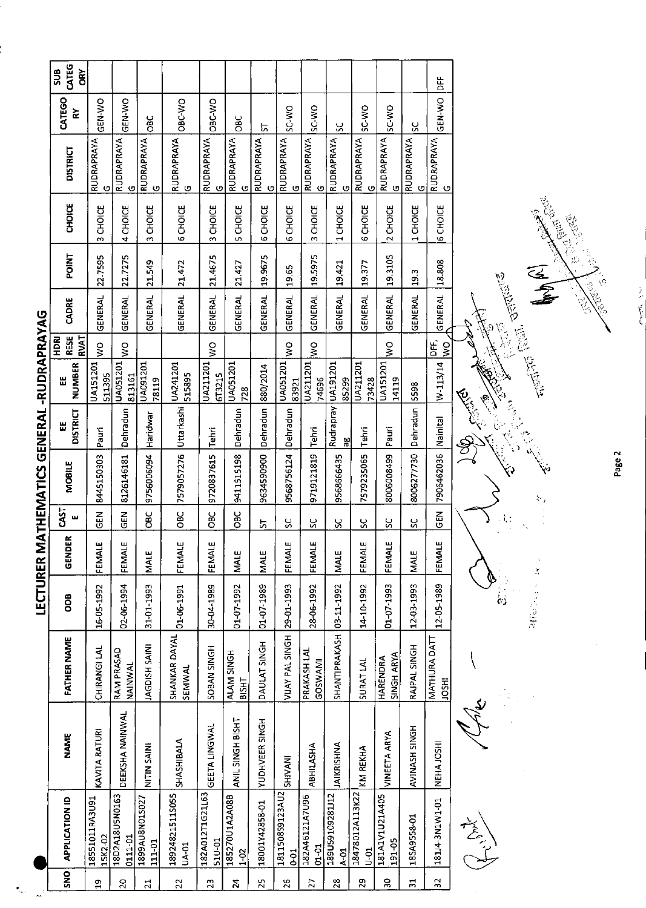# LECTURER MATHEMATICS GENERAL -RUDRAPRAYAG

| SNO | APPLICATION ID | NAME | FATHER NAME | DOB | GENDER | CASTE | MOBILE | EE DISTRICT | EE NUMBER | HDRI RESERVAT | CADRE | POINT | CHOICE | DISTRICT | CATEGORY | SUB CATEGORY |
|---|---|---|---|---|---|---|---|---|---|---|---|---|---|---|---|---|
| 19 | 18551011RA3U91 15K2-02 | KAVITA RATURI | CHIRANGI LAL | 16-05-1992 | FEMALE | GEN | 8445150303 | Pauri | UA151201 511395 | WO | GENERAL | 22.7595 | 3 CHOICE | RUDRAPRAYAG | GEN-WO | |
| 20 | 18D2A18U5N0163 0111-01 | DEEKSHA NAINWAL | RAM PRASAD NAINWAL | 02-06-1994 | FEMALE | GEN | 8126146181 | Dehradun | UA051201 813161 | WO | GENERAL | 22.7275 | 4 CHOICE | RUDRAPRAYAG | GEN-WO | |
| 21 | 1899AU8N01S027 111-01 | NITIN SAINI | JAGDISH SAINI | 31-01-1993 | MALE | OBC | 9756006094 | Haridwar | UA091201 78119 | | GENERAL | 21.549 | 3 CHOICE | RUDRAPRAYAG | OBC | |
| 22 | 18924821511S055 UA-01 | SHASHIBALA | SHANKAR DAYAL SEMWAL | 01-06-1991 | FEMALE | OBC | 7579057276 | Uttarkashi | UA241201 515895 | | GENERAL | 21.472 | 6 CHOICE | RUDRAPRAYAG | OBC-WO | |
| 23 | 182A012T1G21L63 51U-01 | GEETA LINGWAL | SOBAN SINGH | 30-04-1989 | FEMALE | OBC | 9720837615 | Tehri | UA211201 6T3215 | WO | GENERAL | 21.4675 | 3 CHOICE | RUDRAPRAYAG | OBC-WO | |
| 24 | 18527OU1A2A08B 1-02 | ANIL SINGH BISHT | ALAM SINGH BISHT | 01-07-1992 | MALE | OBC | 9411515198 | Dehradun | UA051201 728 | | GENERAL | 21.427 | 5 CHOICE | RUDRAPRAYAG | OBC | |
| 25 | 18001Y42858-01 | YUDHVEER SINGH | DAULAT SINGH | 01-07-1989 | MALE | ST | 9634590900 | Dehradun | 880/2014 | | GENERAL | 19.9675 | 6 CHOICE | RUDRAPRAYAG | ST | |
| 26 | 18115085912 3AU2 0-01 | SHIVANI | VIJAY PAL SINGH | 29-01-1993 | FEMALE | SC | 9568756124 | Dehradun | UA051201 83921 | WO | GENERAL | 19.65 | 6 CHOICE | RUDRAPRAYAG | SC-WO | |
| 27 | 182A46121A7U96 01-01 | ABHILASHA | PRAKASH LAL GOSWAMI | 28-06-1992 | FEMALE | SC | 9719121819 | Tehri | UA211201 74696 | WO | GENERAL | 19.5975 | 3 CHOICE | RUDRAPRAYAG | SC-WO | |
| 28 | 189U59109281J12 A-01 | JAIKRISHNA | SHANTIPRAKASH | 03-11-1992 | MALE | SC | 9568666435 | Rudrapray ag | UA191201 85299 | | GENERAL | 19.421 | 1 CHOICE | RUDRAPRAYAG | SC | |
| 29 | 1847801 2A113K22 U-01 | KM REKHA | SURAT LAL | 14-10-1992 | FEMALE | SC | 7579235065 | Tehri | UA211201 73428 | | GENERAL | 19.377 | 6 CHOICE | RUDRAPRAYAG | SC-WO | |
| 30 | 181A1V1U21A405 191-05 | VINEETA ARYA | HARENDRA SINGH ARYA | 01-07-1993 | FEMALE | SC | 8006008499 | Pauri | UA151201 14119 | WO | GENERAL | 19.3105 | 2 CHOICE | RUDRAPRAYAG | SC-WO | |
| 31 | 18SA9558-01 | AVINASH SINGH | RAJPAL SINGH | 12-03-1993 | MALE | SC | 8006277730 | Dehradun | 5598 | | GENERAL | 19.3 | 1 CHOICE | RUDRAPRAYAG | SC | |
| 32 | 1814-3N1W1-01 | NEHA JOSHI | MATHURA DATT JOSHI | 12-05-1989 | FEMALE | GEN | 7906462036 | Nainital | W-113/14 | DFF, WO | GENERAL | 18.808 | 6 CHOICE | RUDRAPRAYAG | GEN-WO | DFF |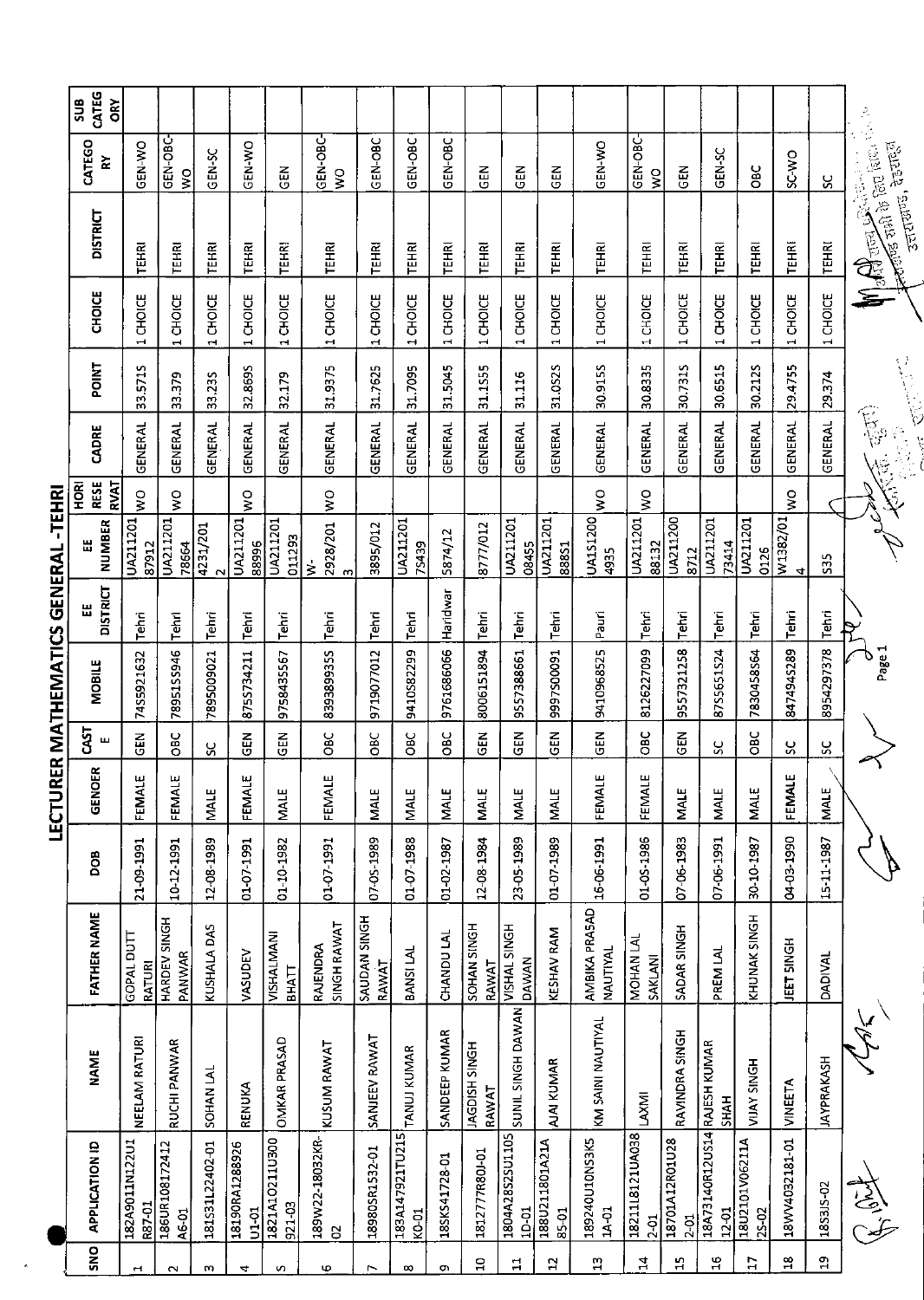# LECTURER MATHEMATICS GENERAL -TEHRI

| SNO | APPLICATION ID | NAME | FATHER NAME | DOB | GENDER | CASTE | MOBILE | EE DISTRICT | EE NUMBER | HORI RESERVAT | CADRE | POINT | CHOICE | DISTRICT | CATEGORY | SUB CATEGORY |
|---|---|---|---|---|---|---|---|---|---|---|---|---|---|---|---|---|
| 1 | 182A9011N122U1R87-01 | NEELAM RATURI | GOPAL DUTT RATURI | 21-09-1991 | FEMALE | GEN | 7455921632 | Tehri | UA211201 87912 | WO | GENERAL | 33.5715 | 1 CHOICE | TEHRI | GEN-WO | |
| 2 | 186UR108172412A6-01 | RUCHI PANWAR | HARDEV SINGH PANWAR | 10-12-1991 | FEMALE | OBC | 7895155946 | Tehri | UA211201 78664 | WO | GENERAL | 33.379 | 1 CHOICE | TEHRI | GEN-OBC-WO | |
| 3 | 18131L22402-01 | SOHAN LAL | KUSHALA DAS | 12-08-1989 | MALE | SC | 7895009021 | Tehri | 4231/2012 | | GENERAL | 33.235 | 1 CHOICE | TEHRI | GEN-SC | |
| 4 | 18190RA1288926U1-01 | RENUKA | VASUDEV | 01-07-1991 | FEMALE | GEN | 8755734211 | Tehri | UA211201 88996 | WO | GENERAL | 32.8695 | 1 CHOICE | TEHRI | GEN-WO | |
| 5 | 1821A1O211U300921-03 | OMKAR PRASAD | VISHALMANI BHATT | 01-10-1982 | MALE | GEN | 9758435567 | Tehri | UA211201 011293 | | GENERAL | 32.179 | 1 CHOICE | TEHRI | GEN | |
| 6 | 189W22-18032KR-02 | KUSUM RAWAT | RAJENDRA SINGH RAWAT | 01-07-1991 | FEMALE | OBC | 8393899355 | Tehri | W-2928/2013 | WO | GENERAL | 31.9375 | 1 CHOICE | TEHRI | GEN-OBC-WO | |
| 7 | 18980SR1532-01 | SANJEEV RAWAT | SAUDAN SINGH RAWAT | 07-05-1989 | MALE | OBC | 9719077012 | Tehri | 3895/012 | | GENERAL | 31.7625 | 1 CHOICE | TEHRI | GEN-OBC | |
| 8 | 183A14792ITU215K0-01 | TANUJ KUMAR | BANSI LAL | 01-07-1988 | MALE | OBC | 9410582299 | Tehri | UA211201 75439 | | GENERAL | 31.7095 | 1 CHOICE | TEHRI | GEN-OBC | |
| 9 | 18SK541728-01 | SANDEEP KUMAR | CHANDU LAL | 01-02-1987 | MALE | OBC | 9761686066 | Haridwar | 5874/12 | | GENERAL | 31.5045 | 1 CHOICE | TEHRI | GEN-OBC | |
| 10 | 181277R80J-01 | JAGDISH SINGH RAWAT | SOHAN SINGH RAWAT | 12-08-1984 | MALE | GEN | 8006151894 | Tehri | 8777/012 | | GENERAL | 31.1555 | 1 CHOICE | TEHRI | GEN | |
| 11 | 1804A28S2SU1105 1D-01 | SUNIL SINGH DAWAN | VISHAL SINGH DAWAN | 23-05-1989 | MALE | GEN | 9557388661 | Tehri | UA211201 08455 | | GENERAL | 31.116 | 1 CHOICE | TEHRI | GEN | |
| 12 | 188U211801A21A85-01 | AJAI KUMAR | KESHAV RAM | 01-07-1989 | MALE | GEN | 9997500091 | Tehri | UA211201 88851 | | GENERAL | 31.0525 | 1 CHOICE | TEHRI | GEN | |
| 13 | 189240U10N53K51A-01 | KM SAINI NAUTIYAL | AMBIKA PRASAD NAUTIYAL | 16-06-1991 | FEMALE | GEN | 9410968525 | Pauri | UA151200 4935 | WO | GENERAL | 30.9155 | 1 CHOICE | TEHRI | GEN-WO | |
| 14 | 18211L8121UA0382-01 | LAXMI | MOHAN LAL SAKLANI | 01-05-1986 | FEMALE | OBC | 8126227099 | Tehri | UA211201 88132 | WO | GENERAL | 30.8335 | 1 CHOICE | TEHRI | GEN-OBC-WO | |
| 15 | 18701A12R01U282-01 | RAVINDRA SINGH | SADAR SINGH | 07-06-1983 | MALE | GEN | 9557321258 | Tehri | UA211200 8712 | | GENERAL | 30.7315 | 1 CHOICE | TEHRI | GEN | |
| 16 | 18A73140R12US1412-01 | RAJESH KUMAR SHAH | PREM LAL | 07-06-1991 | MALE | SC | 8755651524 | Tehri | UA211201 73414 | | GENERAL | 30.6515 | 1 CHOICE | TEHRI | GEN-SC | |
| 17 | 18U2101V06211A2S-02 | VIJAY SINGH | KHUNAK SINGH | 30-10-1987 | MALE | OBC | 7830458564 | Tehri | UA211201 0126 | | GENERAL | 30.2125 | 1 CHOICE | TEHRI | OBC | |
| 18 | 18WV4032181-01 | VINEETA | JEET SINGH | 04-03-1990 | FEMALE | SC | 8474945289 | Tehri | W1382/014 | WO | GENERAL | 29.4755 | 1 CHOICE | TEHRI | SC-WO | |
| 19 | 18S3J5-02 | JAYPRAKASH | DADIVAL | 15-11-1987 | MALE | SC | 8954297378 | Tehri | 535 | | GENERAL | 29.374 | 1 CHOICE | TEHRI | SC | |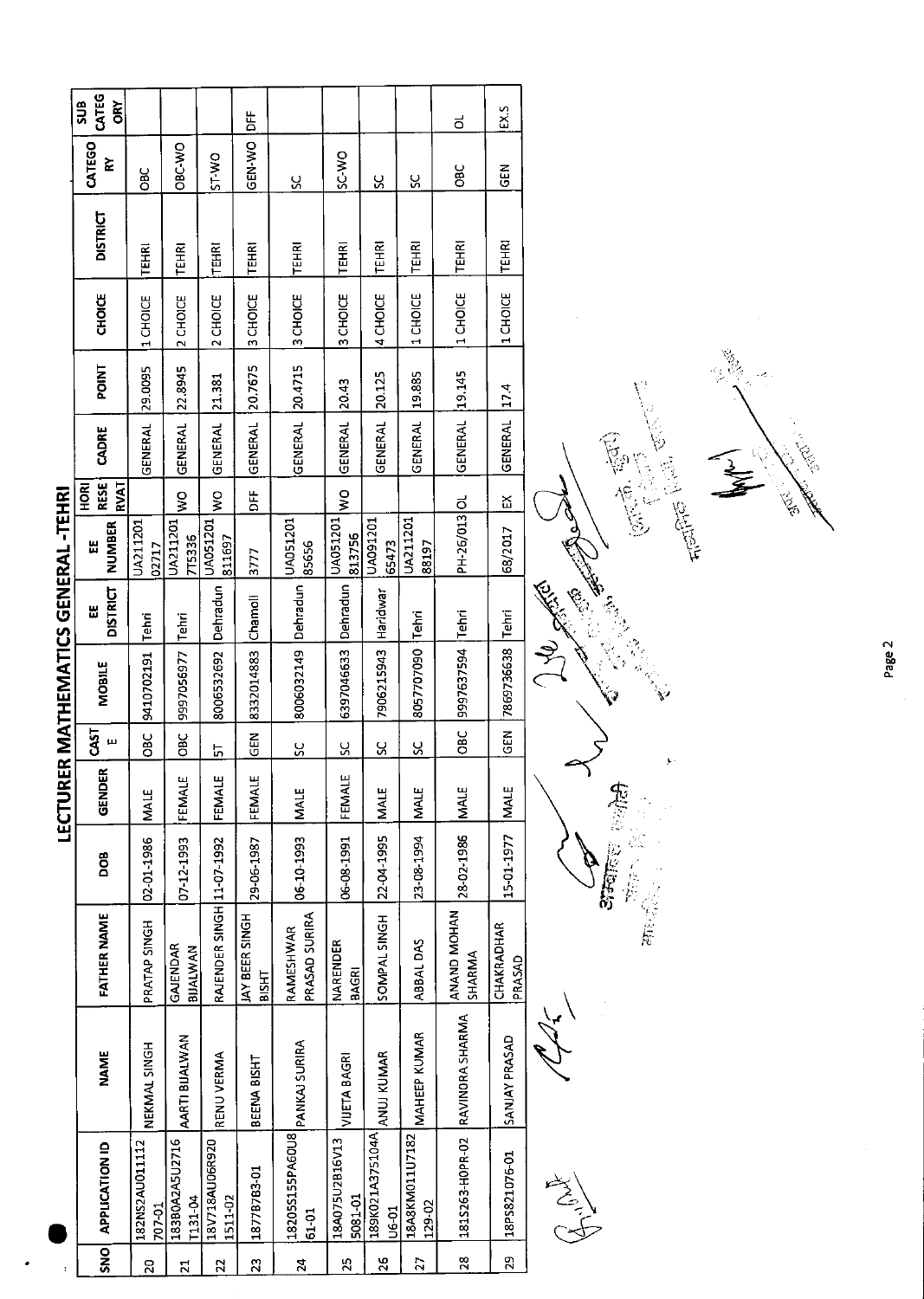# LECTURER MATHEMATICS GENERAL -TEHRI

| SNO | APPLICATION ID | NAME | FATHER NAME | DOB | GENDER | CASTE | MOBILE | EE DISTRICT | EE NUMBER | HORI RESERVAT | CADRE | POINT | CHOICE | DISTRICT | CATEGORY | SUB CATEGORY |
|---|---|---|---|---|---|---|---|---|---|---|---|---|---|---|---|---|
| 20 | 182N52AU011112 707-01 | NEKMAL SINGH | PRATAP SINGH | 02-01-1986 | MALE | OBC | 9410702191 | Tehri | UA211201 02717 | | GENERAL | 29.0095 | 1 CHOICE | TEHRI | OBC | |
| 21 | 183B0A2A5U2716 T131-04 | AARTI BIJALWAN | GAJENDAR BIJALWAN | 07-12-1993 | FEMALE | OBC | 9997056977 | Tehri | UA211201 7T5336 | WO | GENERAL | 22.8945 | 2 CHOICE | TEHRI | OBC-WO | |
| 22 | 18V718AU06R920 1511-02 | RENU VERMA | RAJENDER SINGH | 11-07-1992 | FEMALE | ST | 8006532692 | Dehradun | UA051201 811697 | WO | GENERAL | 21.381 | 2 CHOICE | TEHRI | ST-WO | |
| 23 | 1877B7B3-01 | BEENA BISHT | JAY BEER SINGH BISHT | 29-06-1987 | FEMALE | GEN | 8332014883 | Chamoli | 3777 | DFF | GENERAL | 20.7675 | 3 CHOICE | TEHRI | GEN-WO | DFF |
| 24 | 18205S155PA6OU8 61-01 | PANKAJ SURIRA | RAMESHWAR PRASAD SURIRA | 06-10-1993 | MALE | SC | 8006032149 | Dehradun | UA051201 85656 | | GENERAL | 20.4715 | 3 CHOICE | TEHRI | SC | |
| 25 | 18A075U2B16V13 5081-01 | VIJETA BAGRI | NARENDER BAGRI | 06-08-1991 | FEMALE | SC | 6397046633 | Dehradun | UA051201 813756 | WO | GENERAL | 20.43 | 3 CHOICE | TEHRI | SC-WO | |
| 26 | 189K021A375104A U6-01 | ANUJ KUMAR | SOMPAL SINGH | 22-04-1995 | MALE | SC | 7906215943 | Haridwar | UA091201 65473 | | GENERAL | 20.125 | 4 CHOICE | TEHRI | SC | |
| 27 | 18A8KM011U7182 129-02 | MAHEEP KUMAR | ABBAL DAS | 23-08-1994 | MALE | SC | 8057707090 | Tehri | UA211201 88197 | | GENERAL | 19.885 | 1 CHOICE | TEHRI | SC | |
| 28 | 181S263-H0PR-02 | RAVINDRA SHARMA | ANAND MOHAN SHARMA | 28-02-1986 | MALE | OBC | 9997637594 | Tehri | PH-26/013 | OL | GENERAL | 19.145 | 1 CHOICE | TEHRI | OBC | OL |
| 29 | 18PS821076-01 | SANJAY PRASAD | CHAKRADHAR PRASAD | 15-01-1977 | MALE | GEN | 7869736638 | Tehri | 68/2017 | EX | GENERAL | 17.4 | 1 CHOICE | TEHRI | GEN | EX.S |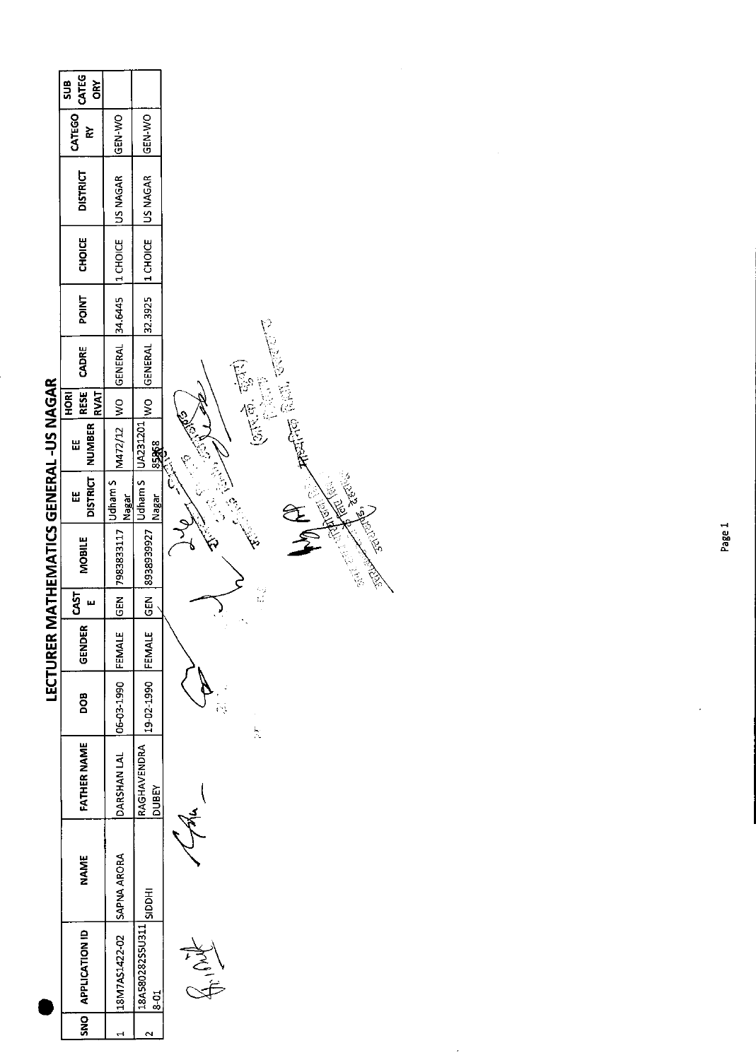# LECTURER MATHEMATICS GENERAL -US NAGAR

| SNO | APPLICATION ID | NAME | FATHER NAME | DOB | GENDER | CASTE | MOBILE | EE DISTRICT | EE NUMBER | HORI RESERVAT | CADRE | POINT | CHOICE | DISTRICT | CATEGORY | SUB CATEGORY |
|---|---|---|---|---|---|---|---|---|---|---|---|---|---|---|---|---|
| 1 | 18M7AS1422-02 | SAPNA ARORA | DARSHAN LAL | 06-03-1990 | FEMALE | GEN | 7983833117 | Udham S Nagar | M472/12 | WO | GENERAL | 34.6445 | 1 CHOICE | US NAGAR | GEN-WO | |
| 2 | 18A58028255U3118-01 | SIDDHI | RAGHAVENDRA DUBEY | 19-02-1990 | FEMALE | GEN | 8938939927 | Udham S Nagar | UA23120185868 | WO | GENERAL | 32.3925 | 1 CHOICE | US NAGAR | GEN-WO | |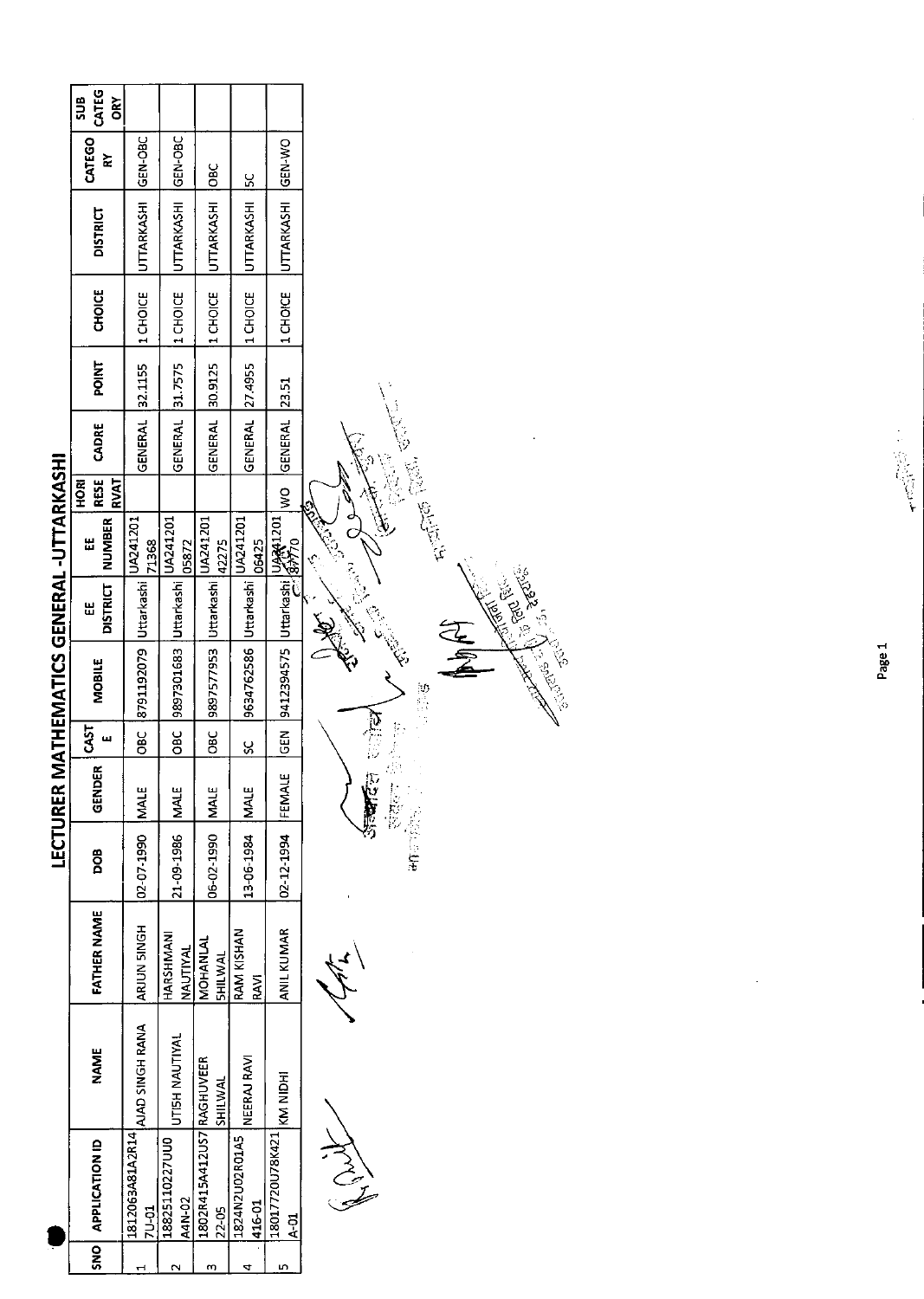# LECTURER MATHEMATICS GENERAL -UTTARKASHI

| SNO | APPLICATION ID | NAME | FATHER NAME | DOB | GENDER | CASTE | MOBILE | EE DISTRICT | EE NUMBER | HORI RESERVAT | CADRE | POINT | CHOICE | DISTRICT | CATEGORY | SUB CATEGORY |
|---|---|---|---|---|---|---|---|---|---|---|---|---|---|---|---|---|
| 1 | 181206 3A81A2R147U-01 | AJAD SINGH RANA | ARJUN SINGH | 02-07-1990 | MALE | OBC | 8791192079 | Uttarkashi | UA24120171368 | | GENERAL | 32.1155 | 1 CHOICE | UTTARKASHI | GEN-OBC | |
| 2 | 18825110227UU0A4N-02 | UTISH NAUTIYAL | HARSHMANI NAUTIYAL | 21-09-1986 | MALE | OBC | 9897301683 | Uttarkashi | UA24120105872 | | GENERAL | 31.7575 | 1 CHOICE | UTTARKASHI | GEN-OBC | |
| 3 | 1802R415A412U5722-05 | RAGHUVEER SHILWAL | MOHANLAL SHILWAL | 06-02-1990 | MALE | OBC | 9897577953 | Uttarkashi | UA24120142275 | | GENERAL | 30.9125 | 1 CHOICE | UTTARKASHI | OBC | |
| 4 | 1824N2U02R01A5416-01 | NEERAJ RAVI | RAM KISHAN RAVI | 13-06-1984 | MALE | SC | 9634762586 | Uttarkashi | UA24120106425 | | GENERAL | 27.4955 | 1 CHOICE | UTTARKASHI | SC | |
| 5 | 18017720U78K421A-01 | KM NIDHI | ANIL KUMAR | 02-12-1994 | FEMALE | GEN | 9412394575 | Uttarkashi | UA24120187770 | WO | GENERAL | 23.51 | 1 CHOICE | UTTARKASHI | GEN-WO | |